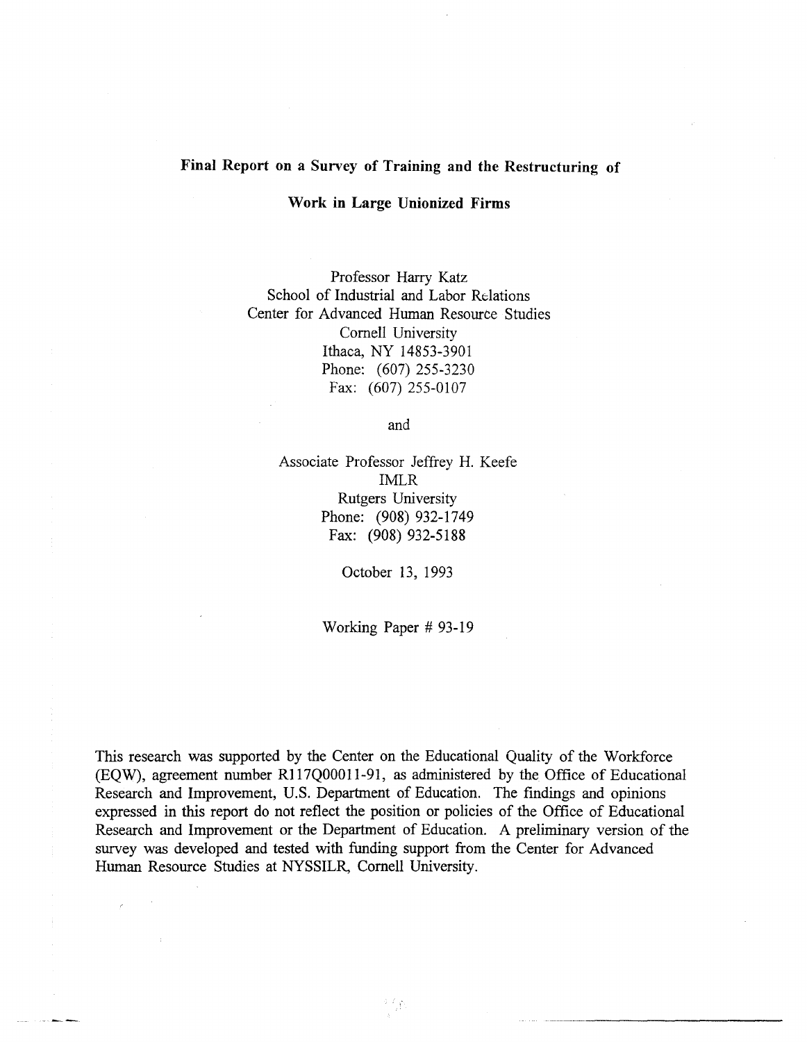# Final Report on a Survey of Training and the Restructuring of Work in Large Unionized Firms

Professor Harry Katz
School of Industrial and Labor Relations
Center for Advanced Human Resource Studies
Cornell University
Ithaca, NY 14853-3901
Phone: (607) 255-3230
Fax: (607) 255-0107

and

Associate Professor Jeffrey H. Keefe
IMLR
Rutgers University
Phone: (908) 932-1749
Fax: (908) 932-5188

October 13, 1993

Working Paper # 93-19

This research was supported by the Center on the Educational Quality of the Workforce (EQW), agreement number R117Q00011-91, as administered by the Office of Educational Research and Improvement, U.S. Department of Education. The findings and opinions expressed in this report do not reflect the position or policies of the Office of Educational Research and Improvement or the Department of Education. A preliminary version of the survey was developed and tested with funding support from the Center for Advanced Human Resource Studies at NYSSILR, Cornell University.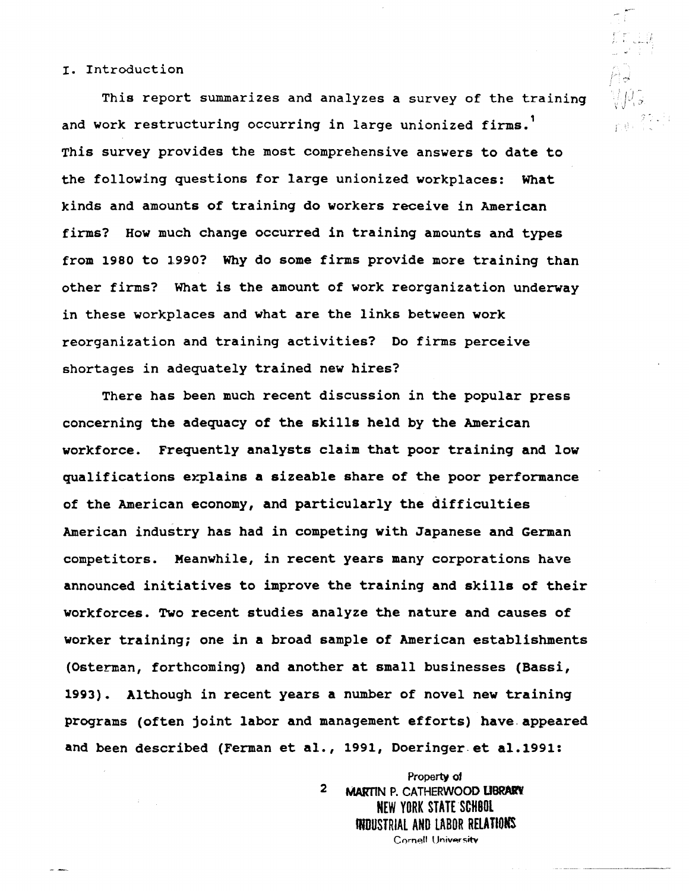# I. Introduction

This report summarizes and analyzes a survey of the training and work restructuring occurring in large unionized firms.[1] This survey provides the most comprehensive answers to date to the following questions for large unionized workplaces: What kinds and amounts of training do workers receive in American firms? How much change occurred in training amounts and types from 1980 to 1990? Why do some firms provide more training than other firms? What is the amount of work reorganization underway in these workplaces and what are the links between work reorganization and training activities? Do firms perceive shortages in adequately trained new hires?

There has been much recent discussion in the popular press concerning the adequacy of the skills held by the American workforce. Frequently analysts claim that poor training and low qualifications explains a sizeable share of the poor performance of the American economy, and particularly the difficulties American industry has had in competing with Japanese and German competitors. Meanwhile, in recent years many corporations have announced initiatives to improve the training and skills of their workforces. Two recent studies analyze the nature and causes of worker training; one in a broad sample of American establishments (Osterman, forthcoming) and another at small businesses (Bassi, 1993). Although in recent years a number of novel new training programs (often joint labor and management efforts) have appeared and been described (Ferman et al., 1991, Doeringer et al.1991:

Property of
MARTIN P. CATHERWOOD LIBRARY
NEW YORK STATE SCHOOL
INDUSTRIAL AND LABOR RELATIONS
Cornell University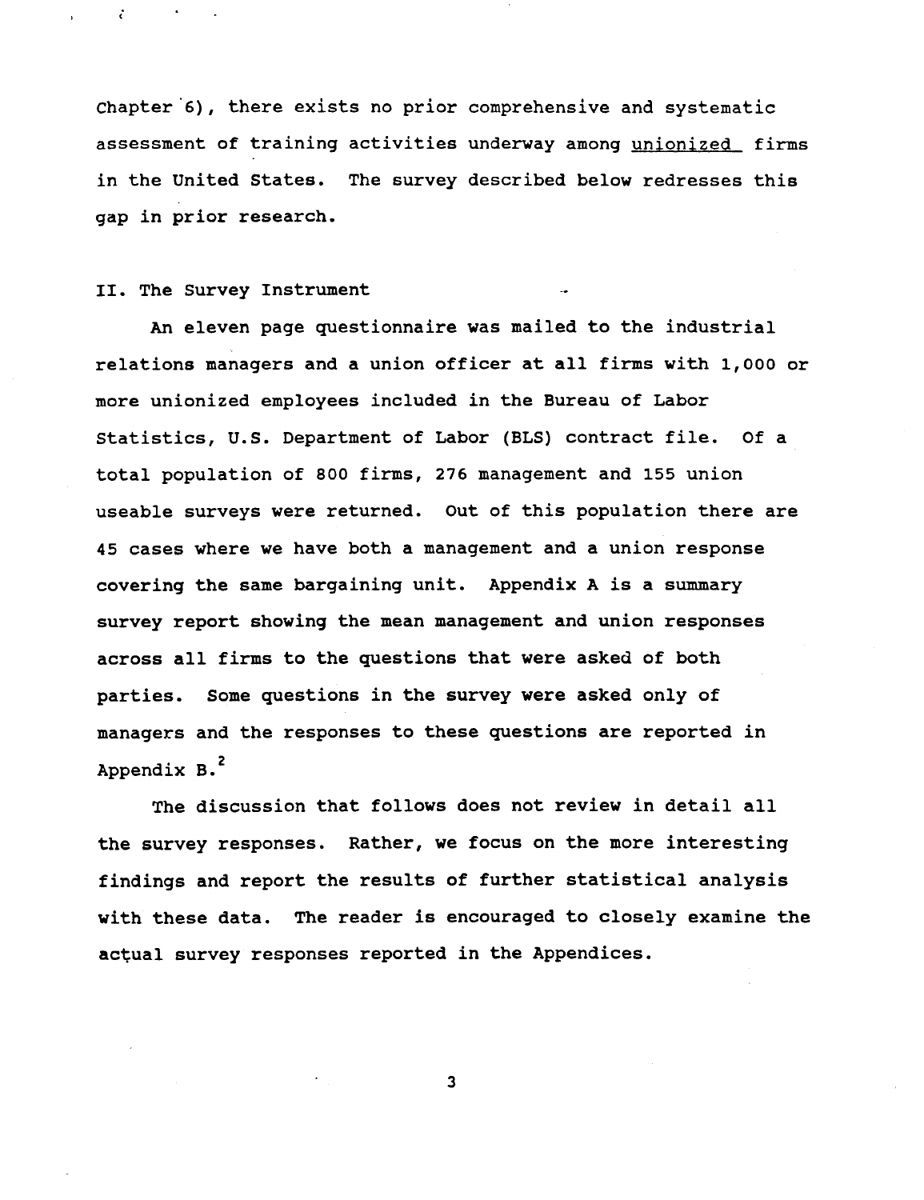Chapter 6), there exists no prior comprehensive and systematic assessment of training activities underway among unionized firms in the United States. The survey described below redresses this gap in prior research.

## II. The Survey Instrument

An eleven page questionnaire was mailed to the industrial relations managers and a union officer at all firms with 1,000 or more unionized employees included in the Bureau of Labor Statistics, U.S. Department of Labor (BLS) contract file. Of a total population of 800 firms, 276 management and 155 union useable surveys were returned. Out of this population there are 45 cases where we have both a management and a union response covering the same bargaining unit. Appendix A is a summary survey report showing the mean management and union responses across all firms to the questions that were asked of both parties. Some questions in the survey were asked only of managers and the responses to these questions are reported in Appendix B.[2]

The discussion that follows does not review in detail all the survey responses. Rather, we focus on the more interesting findings and report the results of further statistical analysis with these data. The reader is encouraged to closely examine the actual survey responses reported in the Appendices.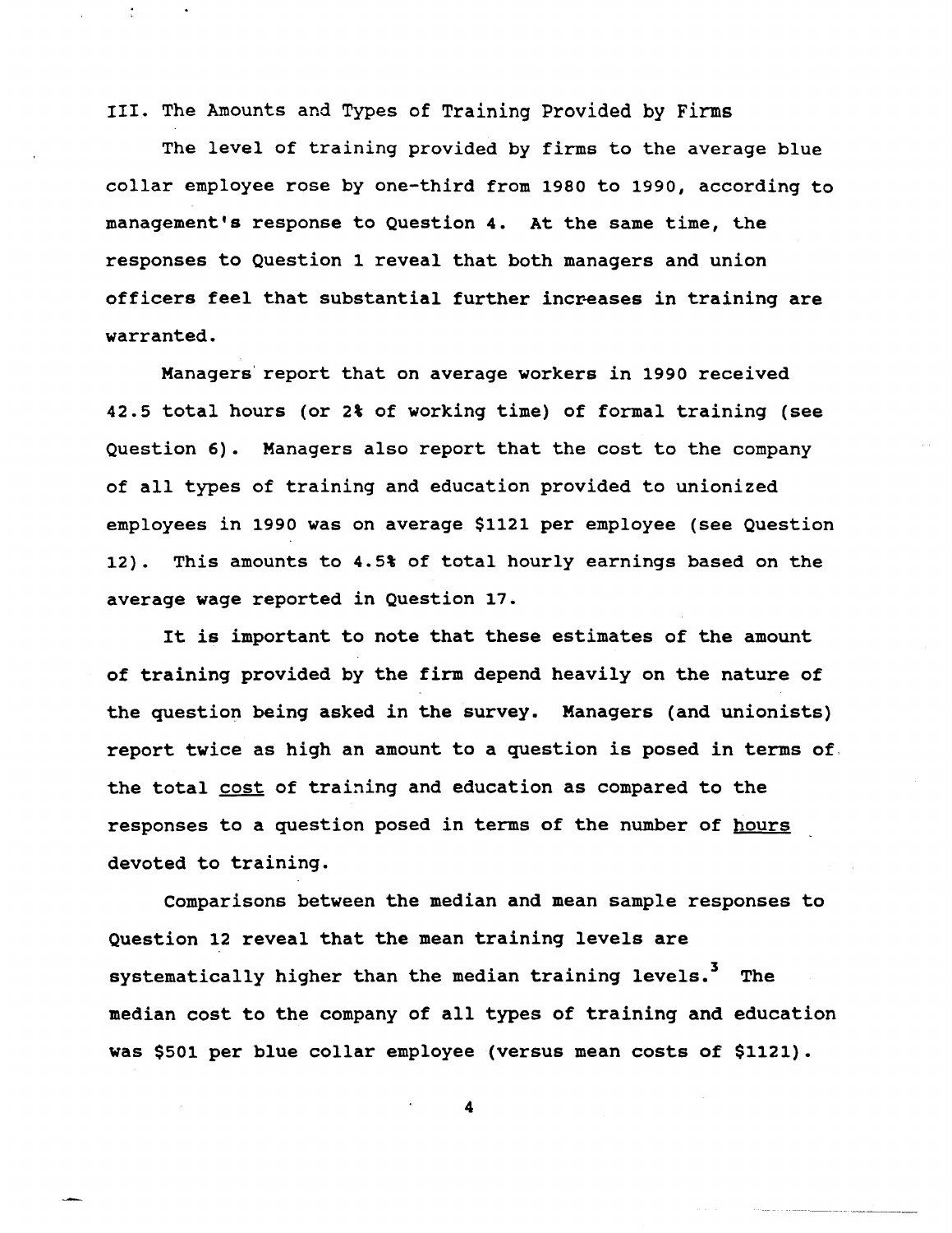## III. The Amounts and Types of Training Provided by Firms

The level of training provided by firms to the average blue collar employee rose by one-third from 1980 to 1990, according to management's response to Question 4. At the same time, the responses to Question 1 reveal that both managers and union officers feel that substantial further increases in training are warranted.

Managers report that on average workers in 1990 received 42.5 total hours (or 2% of working time) of formal training (see Question 6). Managers also report that the cost to the company of all types of training and education provided to unionized employees in 1990 was on average $1121 per employee (see Question 12). This amounts to 4.5% of total hourly earnings based on the average wage reported in Question 17.

It is important to note that these estimates of the amount of training provided by the firm depend heavily on the nature of the question being asked in the survey. Managers (and unionists) report twice as high an amount to a question is posed in terms of the total <u>cost</u> of training and education as compared to the responses to a question posed in terms of the number of <u>hours</u> devoted to training.

Comparisons between the median and mean sample responses to Question 12 reveal that the mean training levels are systematically higher than the median training levels.[3] The median cost to the company of all types of training and education was $501 per blue collar employee (versus mean costs of $1121).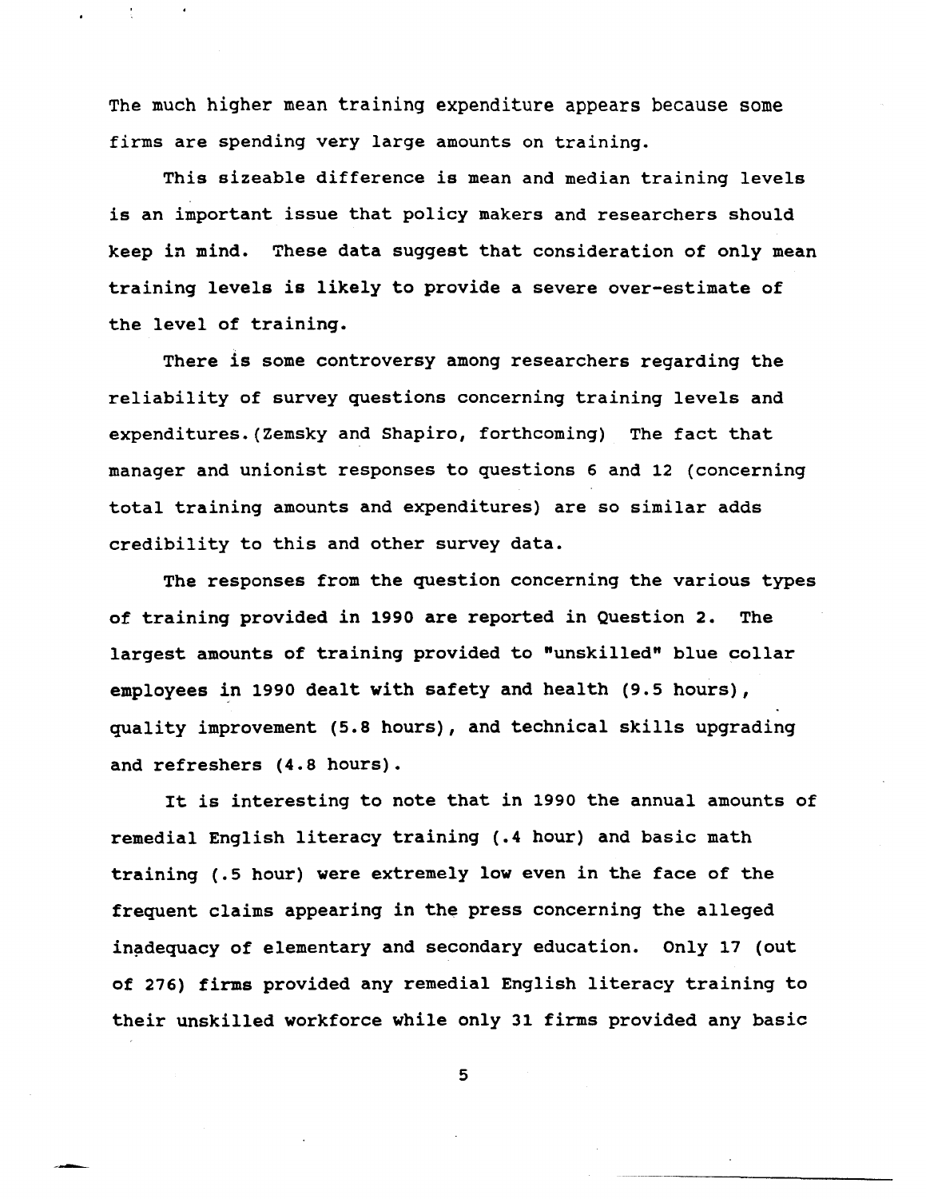The much higher mean training expenditure appears because some firms are spending very large amounts on training.

This sizeable difference is mean and median training levels is an important issue that policy makers and researchers should keep in mind. These data suggest that consideration of only mean training levels is likely to provide a severe over-estimate of the level of training.

There is some controversy among researchers regarding the reliability of survey questions concerning training levels and expenditures. (Zemsky and Shapiro, forthcoming) The fact that manager and unionist responses to questions 6 and 12 (concerning total training amounts and expenditures) are so similar adds credibility to this and other survey data.

The responses from the question concerning the various types of training provided in 1990 are reported in Question 2. The largest amounts of training provided to "unskilled" blue collar employees in 1990 dealt with safety and health (9.5 hours), quality improvement (5.8 hours), and technical skills upgrading and refreshers (4.8 hours).

It is interesting to note that in 1990 the annual amounts of remedial English literacy training (.4 hour) and basic math training (.5 hour) were extremely low even in the face of the frequent claims appearing in the press concerning the alleged inadequacy of elementary and secondary education. Only 17 (out of 276) firms provided any remedial English literacy training to their unskilled workforce while only 31 firms provided any basic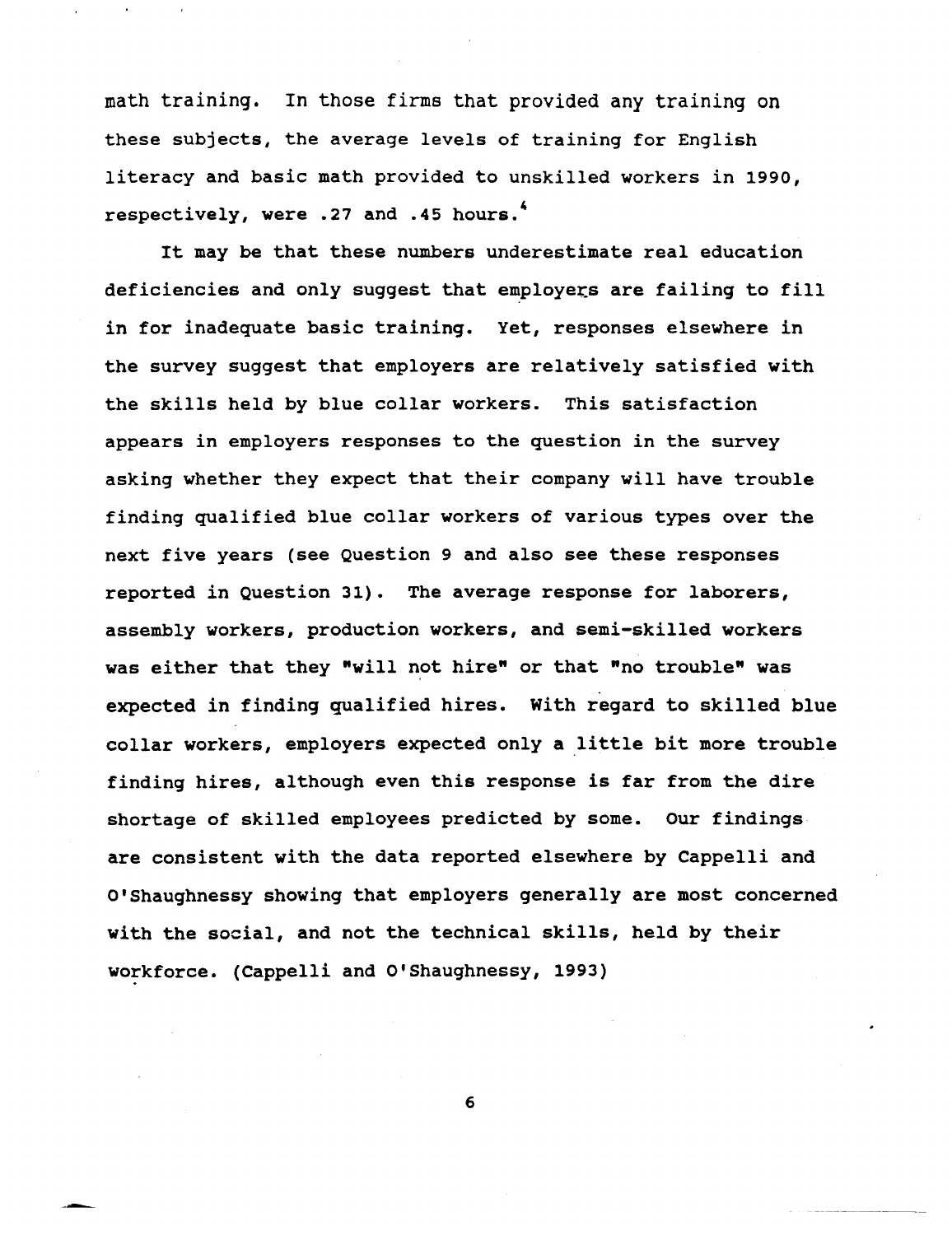math training. In those firms that provided any training on these subjects, the average levels of training for English literacy and basic math provided to unskilled workers in 1990, respectively, were .27 and .45 hours.[4]

It may be that these numbers underestimate real education deficiencies and only suggest that employers are failing to fill in for inadequate basic training. Yet, responses elsewhere in the survey suggest that employers are relatively satisfied with the skills held by blue collar workers. This satisfaction appears in employers responses to the question in the survey asking whether they expect that their company will have trouble finding qualified blue collar workers of various types over the next five years (see Question 9 and also see these responses reported in Question 31). The average response for laborers, assembly workers, production workers, and semi-skilled workers was either that they "will not hire" or that "no trouble" was expected in finding qualified hires. With regard to skilled blue collar workers, employers expected only a little bit more trouble finding hires, although even this response is far from the dire shortage of skilled employees predicted by some. Our findings are consistent with the data reported elsewhere by Cappelli and O'Shaughnessy showing that employers generally are most concerned with the social, and not the technical skills, held by their workforce. (Cappelli and O'Shaughnessy, 1993)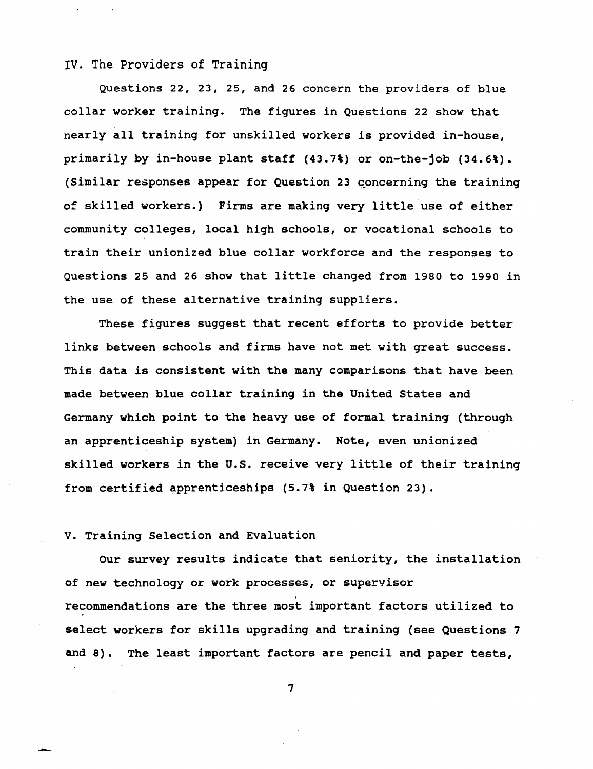## IV. The Providers of Training

Questions 22, 23, 25, and 26 concern the providers of blue collar worker training. The figures in Questions 22 show that nearly all training for unskilled workers is provided in-house, primarily by in-house plant staff (43.7%) or on-the-job (34.6%). (Similar responses appear for Question 23 concerning the training of skilled workers.) Firms are making very little use of either community colleges, local high schools, or vocational schools to train their unionized blue collar workforce and the responses to Questions 25 and 26 show that little changed from 1980 to 1990 in the use of these alternative training suppliers.

These figures suggest that recent efforts to provide better links between schools and firms have not met with great success. This data is consistent with the many comparisons that have been made between blue collar training in the United States and Germany which point to the heavy use of formal training (through an apprenticeship system) in Germany. Note, even unionized skilled workers in the U.S. receive very little of their training from certified apprenticeships (5.7% in Question 23).

## V. Training Selection and Evaluation

Our survey results indicate that seniority, the installation of new technology or work processes, or supervisor recommendations are the three most important factors utilized to select workers for skills upgrading and training (see Questions 7 and 8). The least important factors are pencil and paper tests,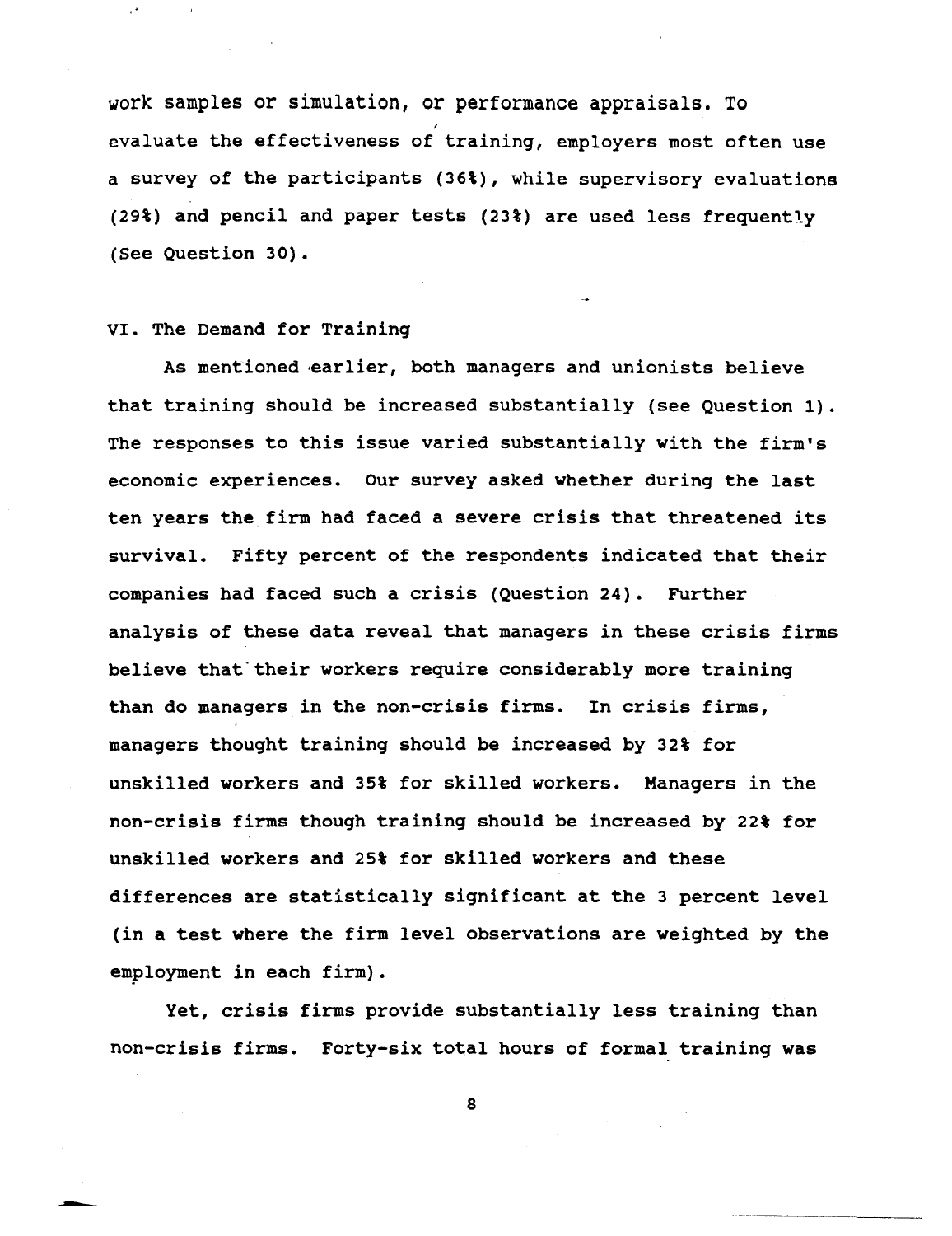work samples or simulation, or performance appraisals. To evaluate the effectiveness of training, employers most often use a survey of the participants (36%), while supervisory evaluations (29%) and pencil and paper tests (23%) are used less frequently (See Question 30).

## VI. The Demand for Training

As mentioned earlier, both managers and unionists believe that training should be increased substantially (see Question 1). The responses to this issue varied substantially with the firm's economic experiences. Our survey asked whether during the last ten years the firm had faced a severe crisis that threatened its survival. Fifty percent of the respondents indicated that their companies had faced such a crisis (Question 24). Further analysis of these data reveal that managers in these crisis firms believe that their workers require considerably more training than do managers in the non-crisis firms. In crisis firms, managers thought training should be increased by 32% for unskilled workers and 35% for skilled workers. Managers in the non-crisis firms though training should be increased by 22% for unskilled workers and 25% for skilled workers and these differences are statistically significant at the 3 percent level (in a test where the firm level observations are weighted by the employment in each firm).

Yet, crisis firms provide substantially less training than non-crisis firms. Forty-six total hours of formal training was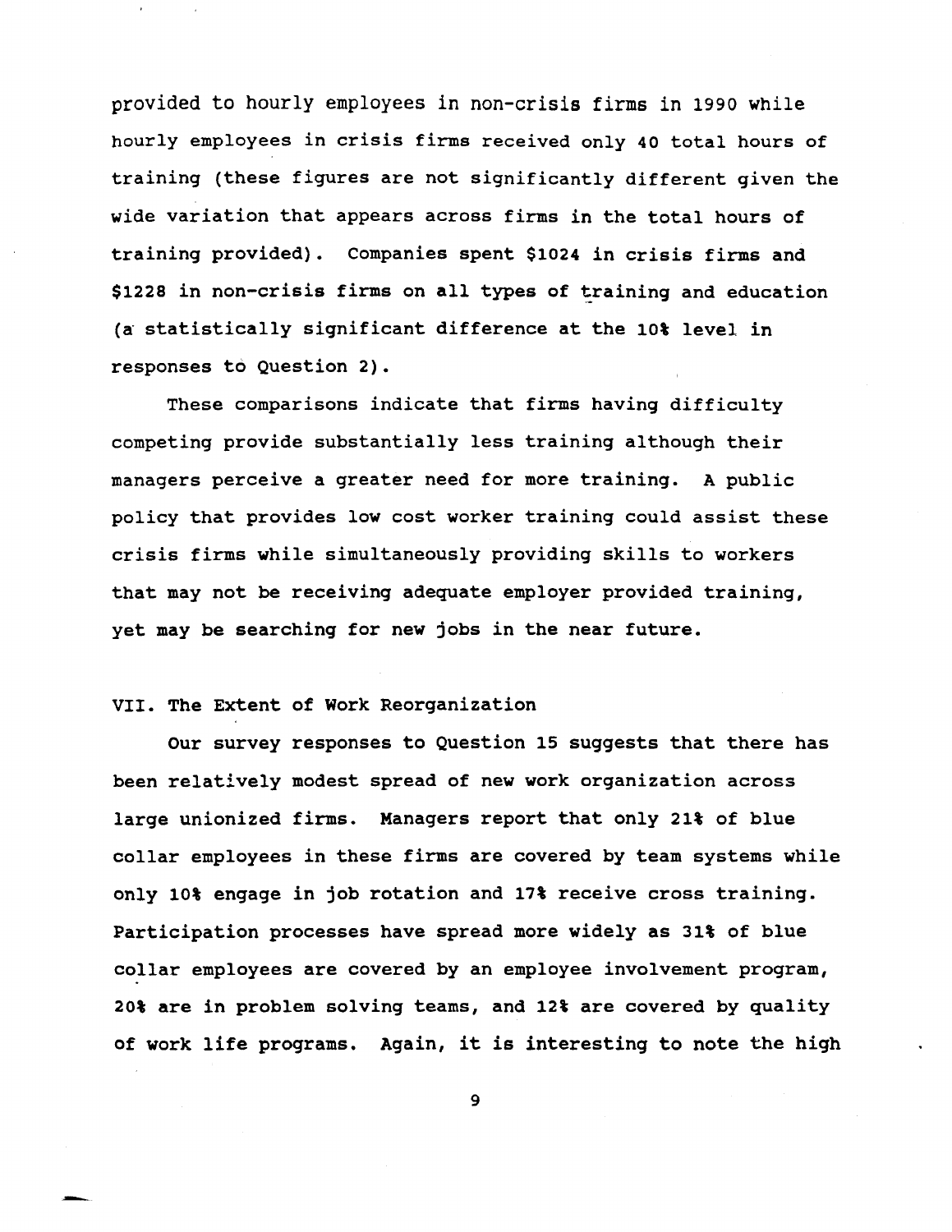provided to hourly employees in non-crisis firms in 1990 while hourly employees in crisis firms received only 40 total hours of training (these figures are not significantly different given the wide variation that appears across firms in the total hours of training provided). Companies spent $1024 in crisis firms and $1228 in non-crisis firms on all types of training and education (a statistically significant difference at the 10% level in responses to Question 2).

These comparisons indicate that firms having difficulty competing provide substantially less training although their managers perceive a greater need for more training. A public policy that provides low cost worker training could assist these crisis firms while simultaneously providing skills to workers that may not be receiving adequate employer provided training, yet may be searching for new jobs in the near future.

## VII. The Extent of Work Reorganization

Our survey responses to Question 15 suggests that there has been relatively modest spread of new work organization across large unionized firms. Managers report that only 21% of blue collar employees in these firms are covered by team systems while only 10% engage in job rotation and 17% receive cross training. Participation processes have spread more widely as 31% of blue collar employees are covered by an employee involvement program, 20% are in problem solving teams, and 12% are covered by quality of work life programs. Again, it is interesting to note the high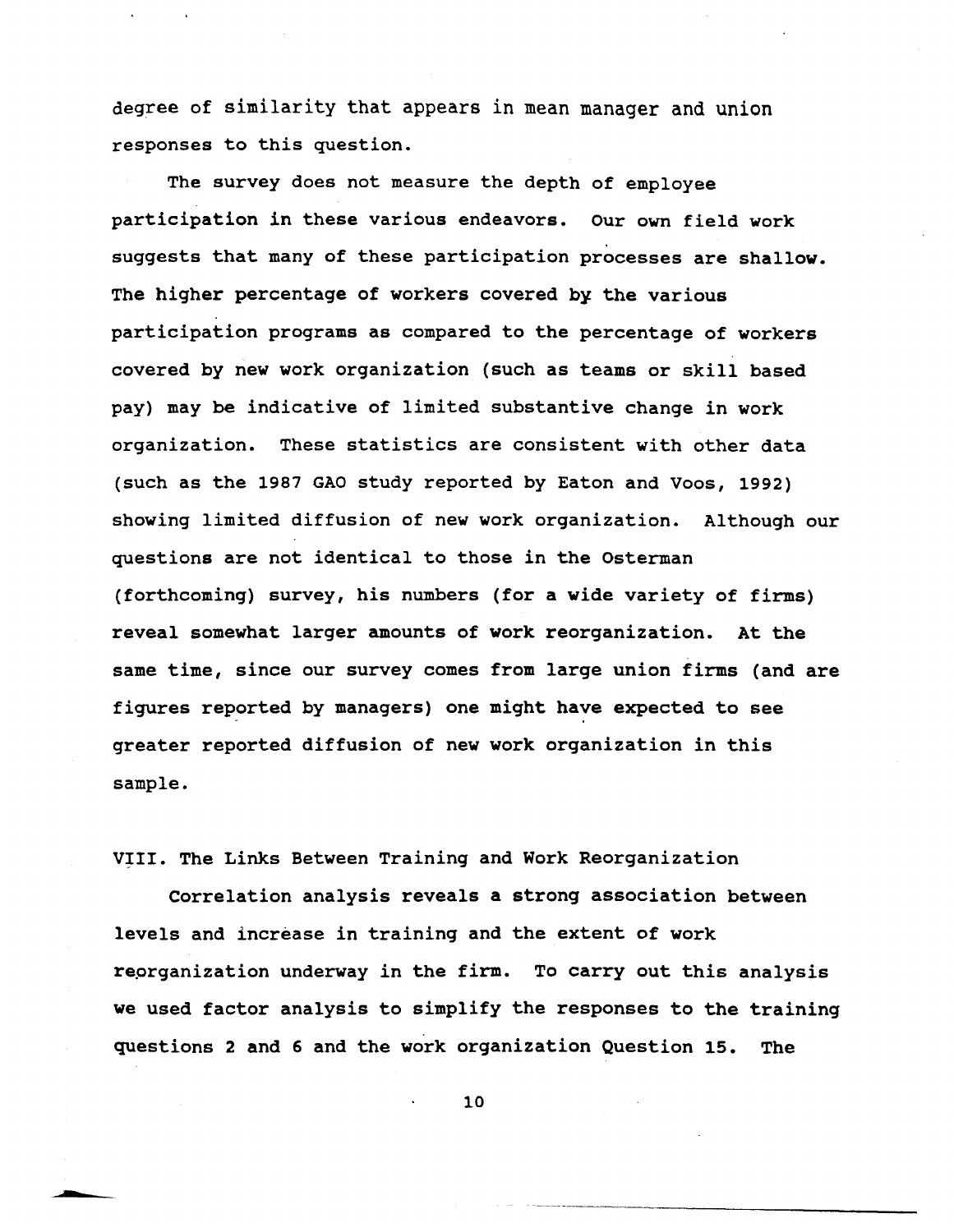degree of similarity that appears in mean manager and union responses to this question.

The survey does not measure the depth of employee participation in these various endeavors. Our own field work suggests that many of these participation processes are shallow. The higher percentage of workers covered by the various participation programs as compared to the percentage of workers covered by new work organization (such as teams or skill based pay) may be indicative of limited substantive change in work organization. These statistics are consistent with other data (such as the 1987 GAO study reported by Eaton and Voos, 1992) showing limited diffusion of new work organization. Although our questions are not identical to those in the Osterman (forthcoming) survey, his numbers (for a wide variety of firms) reveal somewhat larger amounts of work reorganization. At the same time, since our survey comes from large union firms (and are figures reported by managers) one might have expected to see greater reported diffusion of new work organization in this sample.

## VIII. The Links Between Training and Work Reorganization

Correlation analysis reveals a strong association between levels and increase in training and the extent of work reorganization underway in the firm. To carry out this analysis we used factor analysis to simplify the responses to the training questions 2 and 6 and the work organization Question 15. The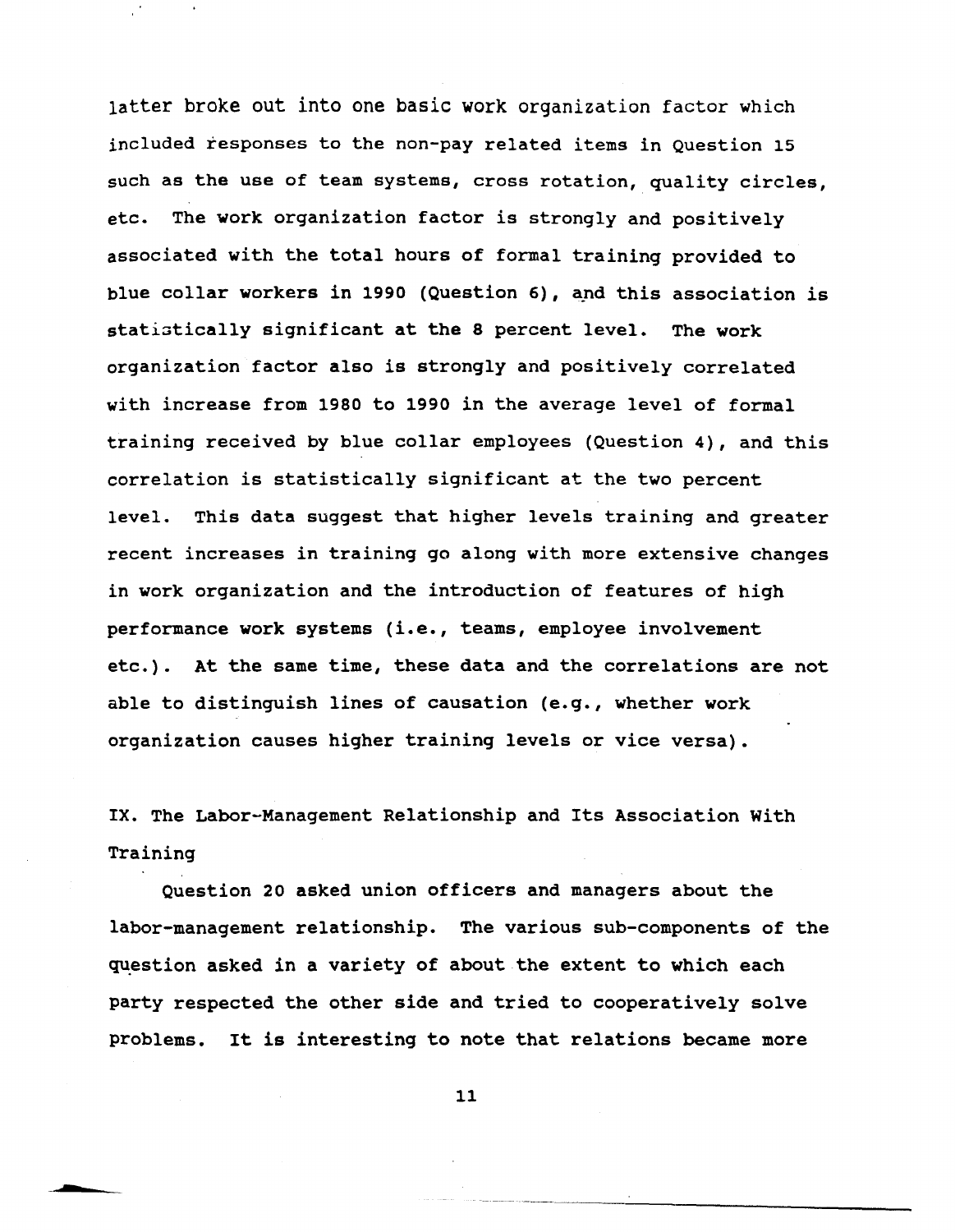latter broke out into one basic work organization factor which included responses to the non-pay related items in Question 15 such as the use of team systems, cross rotation, quality circles, etc. The work organization factor is strongly and positively associated with the total hours of formal training provided to blue collar workers in 1990 (Question 6), and this association is statistically significant at the 8 percent level. The work organization factor also is strongly and positively correlated with increase from 1980 to 1990 in the average level of formal training received by blue collar employees (Question 4), and this correlation is statistically significant at the two percent level. This data suggest that higher levels training and greater recent increases in training go along with more extensive changes in work organization and the introduction of features of high performance work systems (i.e., teams, employee involvement etc.). At the same time, these data and the correlations are not able to distinguish lines of causation (e.g., whether work organization causes higher training levels or vice versa).

## IX. The Labor-Management Relationship and Its Association With Training

Question 20 asked union officers and managers about the labor-management relationship. The various sub-components of the question asked in a variety of about the extent to which each party respected the other side and tried to cooperatively solve problems. It is interesting to note that relations became more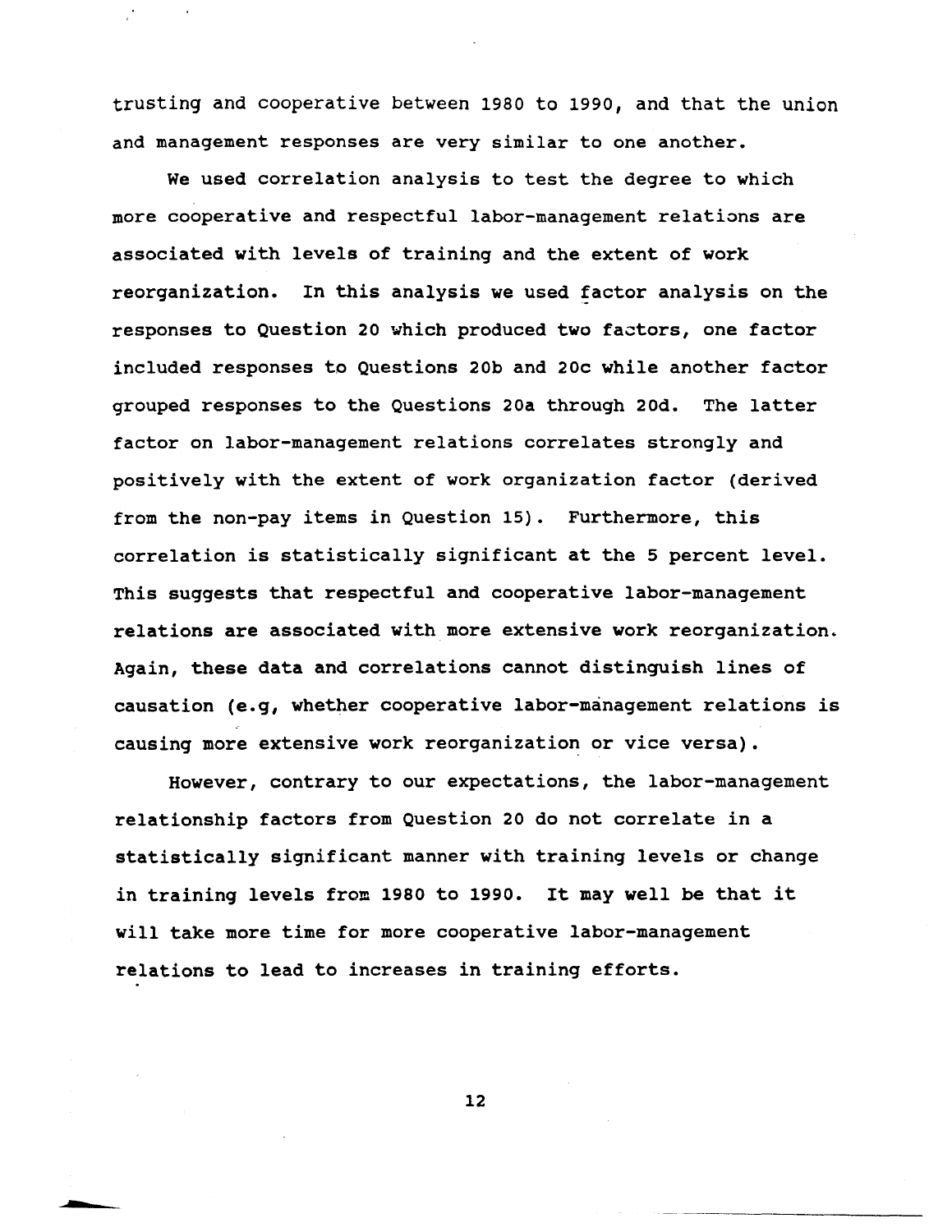trusting and cooperative between 1980 to 1990, and that the union and management responses are very similar to one another.

We used correlation analysis to test the degree to which more cooperative and respectful labor-management relations are associated with levels of training and the extent of work reorganization. In this analysis we used factor analysis on the responses to Question 20 which produced two factors, one factor included responses to Questions 20b and 20c while another factor grouped responses to the Questions 20a through 20d. The latter factor on labor-management relations correlates strongly and positively with the extent of work organization factor (derived from the non-pay items in Question 15). Furthermore, this correlation is statistically significant at the 5 percent level. This suggests that respectful and cooperative labor-management relations are associated with more extensive work reorganization. Again, these data and correlations cannot distinguish lines of causation (e.g, whether cooperative labor-management relations is causing more extensive work reorganization or vice versa).

However, contrary to our expectations, the labor-management relationship factors from Question 20 do not correlate in a statistically significant manner with training levels or change in training levels from 1980 to 1990. It may well be that it will take more time for more cooperative labor-management relations to lead to increases in training efforts.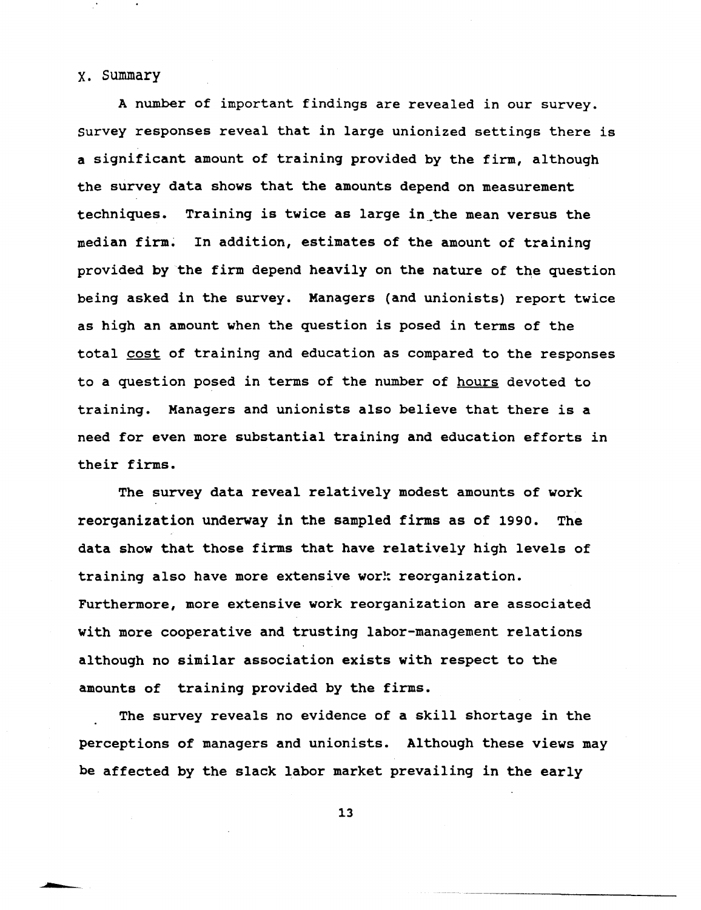## X. Summary

A number of important findings are revealed in our survey. Survey responses reveal that in large unionized settings there is a significant amount of training provided by the firm, although the survey data shows that the amounts depend on measurement techniques. Training is twice as large in the mean versus the median firm. In addition, estimates of the amount of training provided by the firm depend heavily on the nature of the question being asked in the survey. Managers (and unionists) report twice as high an amount when the question is posed in terms of the total cost of training and education as compared to the responses to a question posed in terms of the number of hours devoted to training. Managers and unionists also believe that there is a need for even more substantial training and education efforts in their firms.

The survey data reveal relatively modest amounts of work reorganization underway in the sampled firms as of 1990. The data show that those firms that have relatively high levels of training also have more extensive work reorganization. Furthermore, more extensive work reorganization are associated with more cooperative and trusting labor-management relations although no similar association exists with respect to the amounts of training provided by the firms.

The survey reveals no evidence of a skill shortage in the perceptions of managers and unionists. Although these views may be affected by the slack labor market prevailing in the early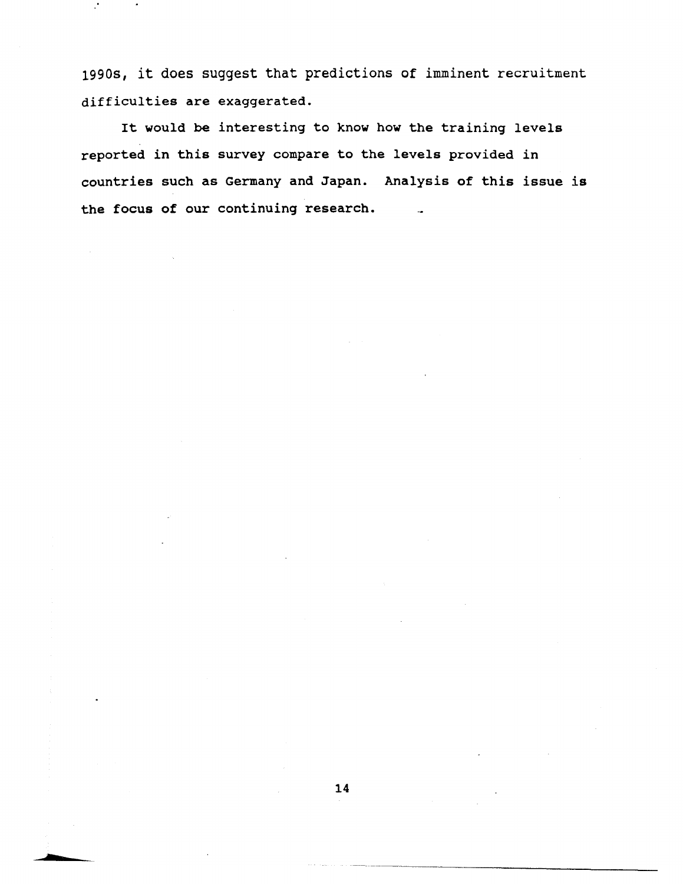1990s, it does suggest that predictions of imminent recruitment difficulties are exaggerated.

It would be interesting to know how the training levels reported in this survey compare to the levels provided in countries such as Germany and Japan. Analysis of this issue is the focus of our continuing research.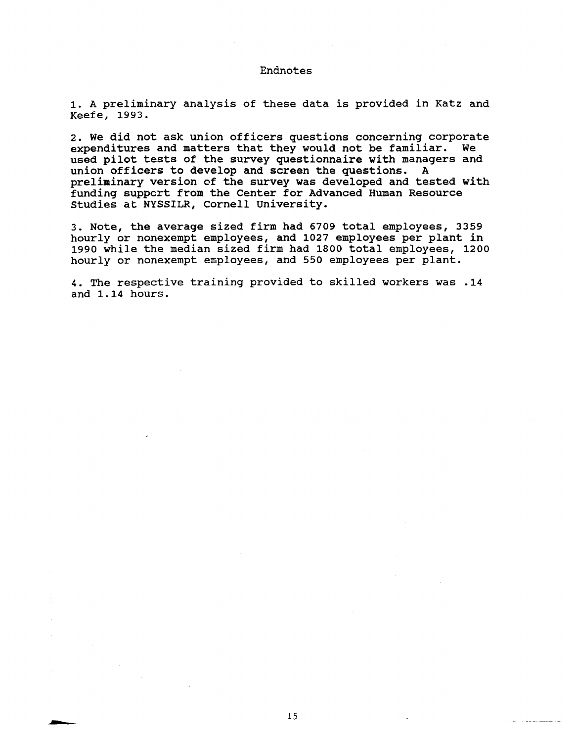# Endnotes

1. A preliminary analysis of these data is provided in Katz and Keefe, 1993.

2. We did not ask union officers questions concerning corporate expenditures and matters that they would not be familiar. We used pilot tests of the survey questionnaire with managers and union officers to develop and screen the questions. A preliminary version of the survey was developed and tested with funding suppcrt from the Center for Advanced Human Resource Studies at NYSSILR, Cornell University.

3. Note, the average sized firm had 6709 total employees, 3359 hourly or nonexempt employees, and 1027 employees per plant in 1990 while the median sized firm had 1800 total employees, 1200 hourly or nonexempt employees, and 550 employees per plant.

4. The respective training provided to skilled workers was .14 and 1.14 hours.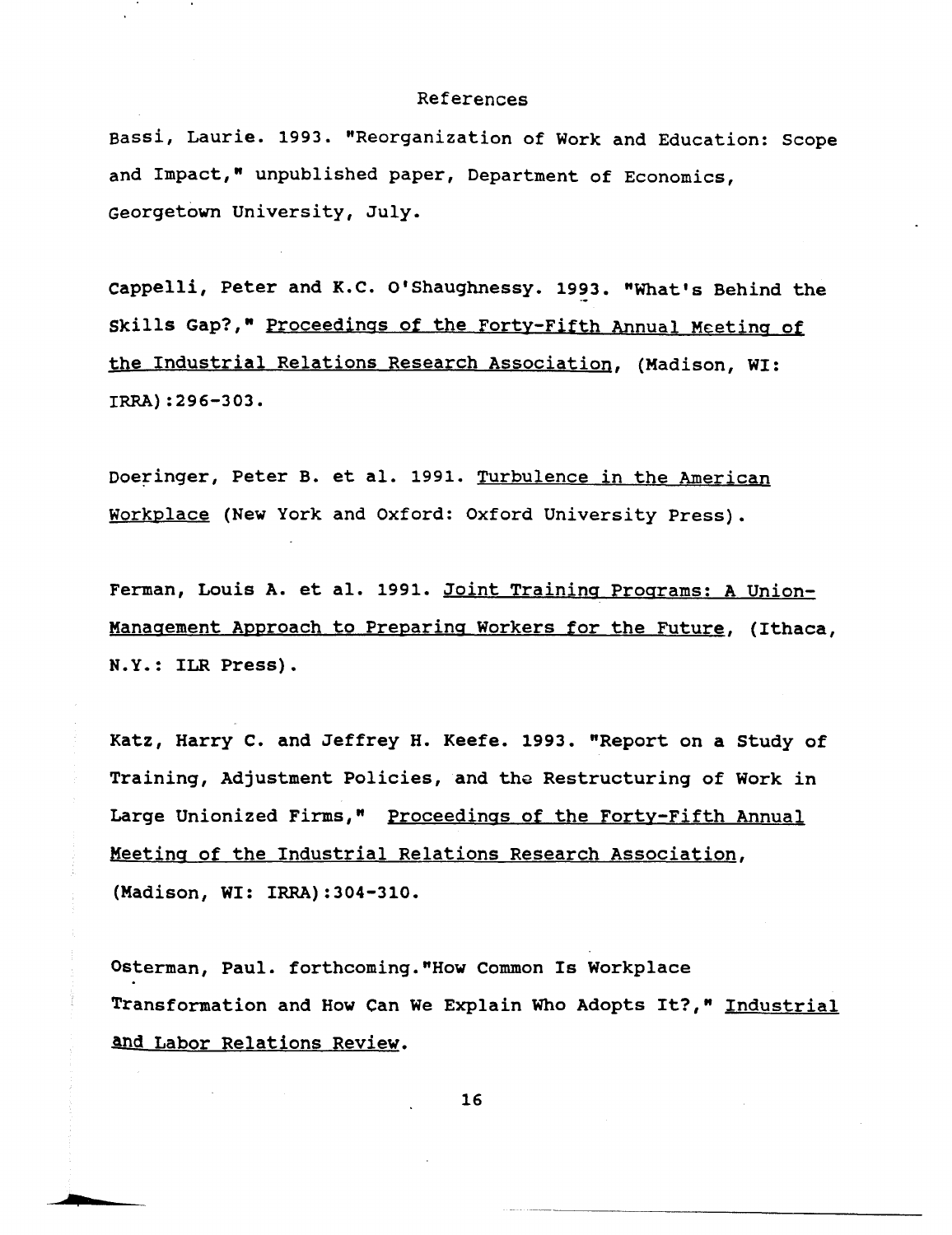# References

Bassi, Laurie. 1993. "Reorganization of Work and Education: Scope and Impact," unpublished paper, Department of Economics, Georgetown University, July.

Cappelli, Peter and K.C. O'Shaughnessy. 1993. "What's Behind the Skills Gap?," Proceedings of the Forty-Fifth Annual Meeting of the Industrial Relations Research Association, (Madison, WI: IRRA):296-303.

Doeringer, Peter B. et al. 1991. Turbulence in the American Workplace (New York and Oxford: Oxford University Press).

Ferman, Louis A. et al. 1991. Joint Training Programs: A Union-Management Approach to Preparing Workers for the Future, (Ithaca, N.Y.: ILR Press).

Katz, Harry C. and Jeffrey H. Keefe. 1993. "Report on a Study of Training, Adjustment Policies, and the Restructuring of Work in Large Unionized Firms," Proceedings of the Forty-Fifth Annual Meeting of the Industrial Relations Research Association, (Madison, WI: IRRA):304-310.

Osterman, Paul. forthcoming."How Common Is Workplace Transformation and How Can We Explain Who Adopts It?," Industrial and Labor Relations Review.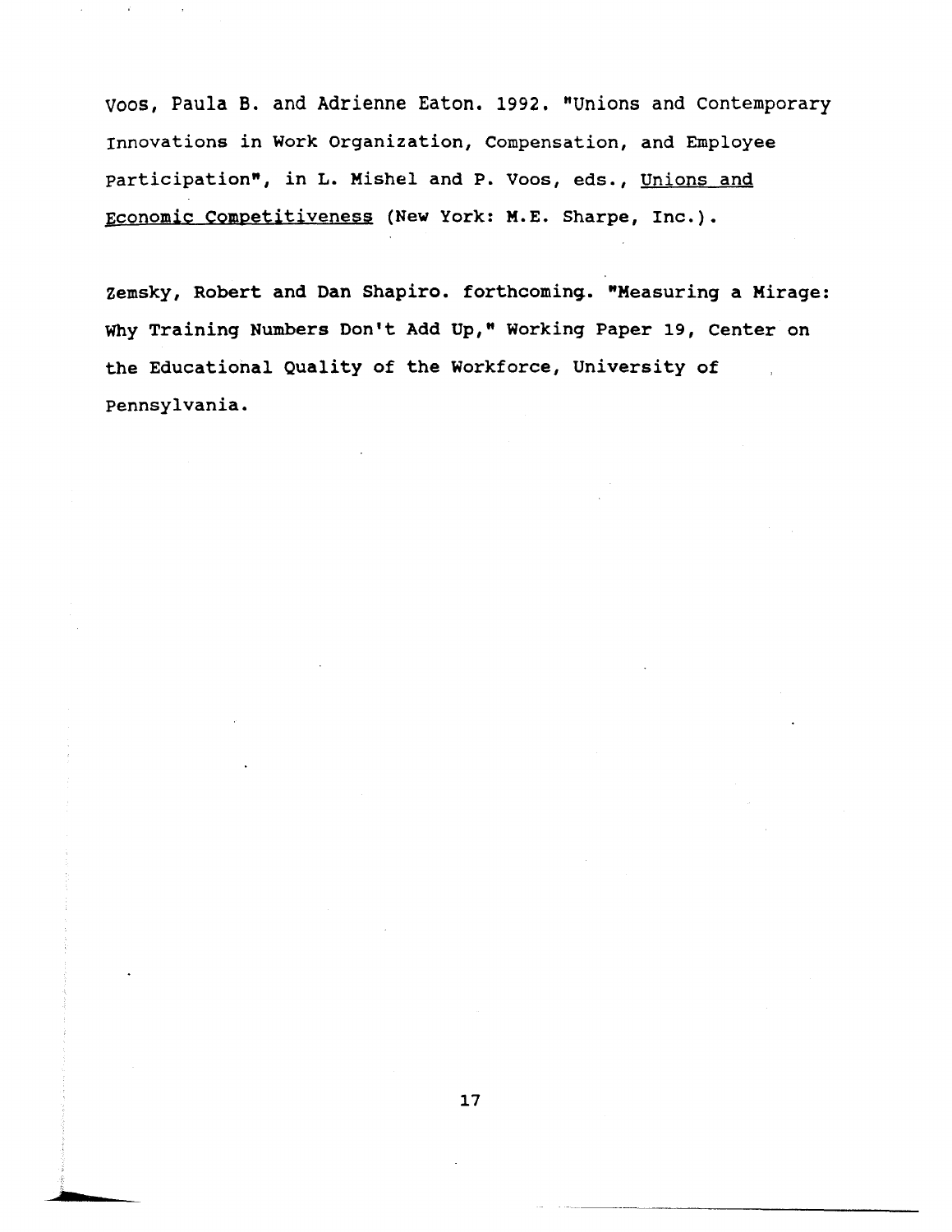Voos, Paula B. and Adrienne Eaton. 1992. "Unions and Contemporary Innovations in Work Organization, Compensation, and Employee Participation", in L. Mishel and P. Voos, eds., Unions and Economic Competitiveness (New York: M.E. Sharpe, Inc.).

Zemsky, Robert and Dan Shapiro. forthcoming. "Measuring a Mirage: Why Training Numbers Don't Add Up," Working Paper 19, Center on the Educational Quality of the Workforce, University of Pennsylvania.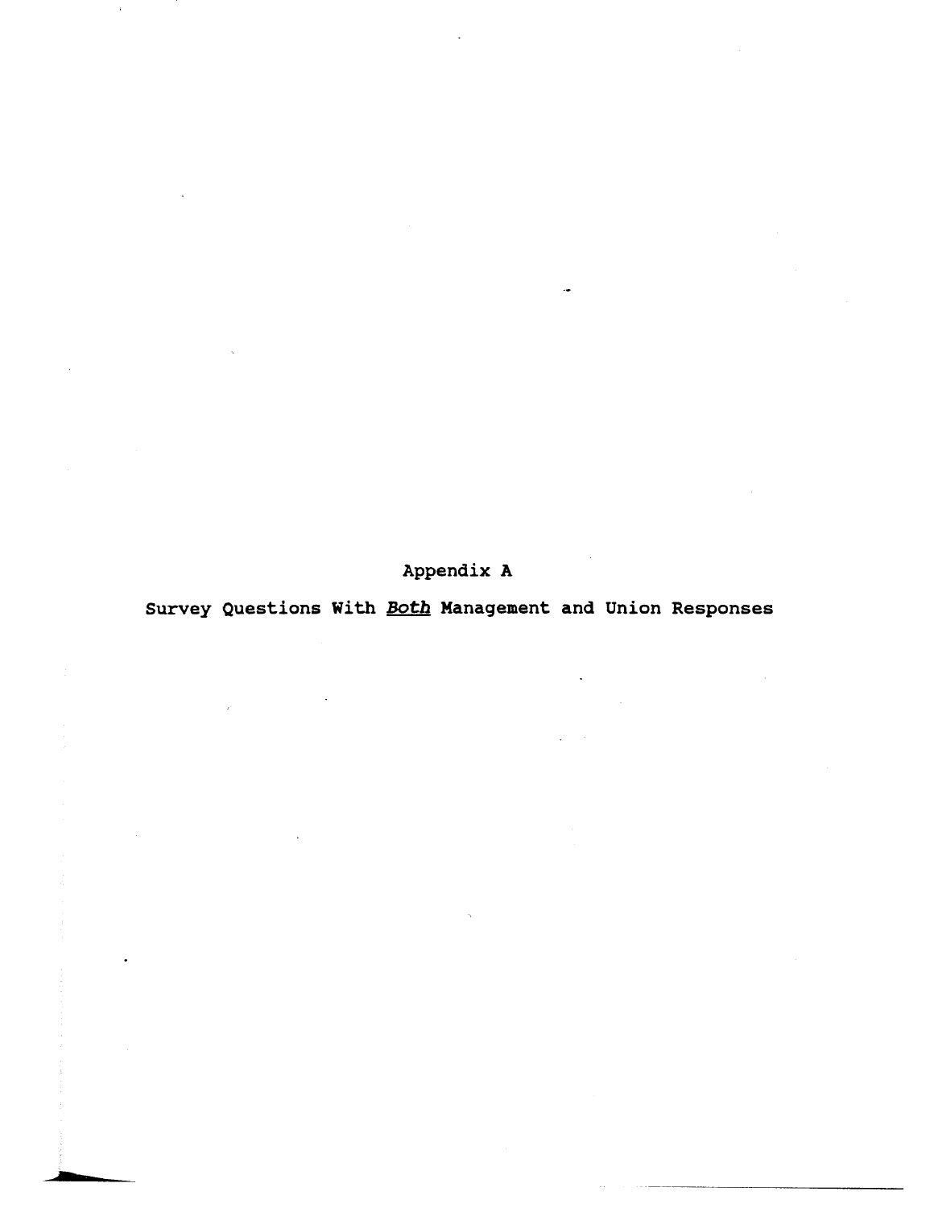# Appendix A

## Survey Questions With *Both* Management and Union Responses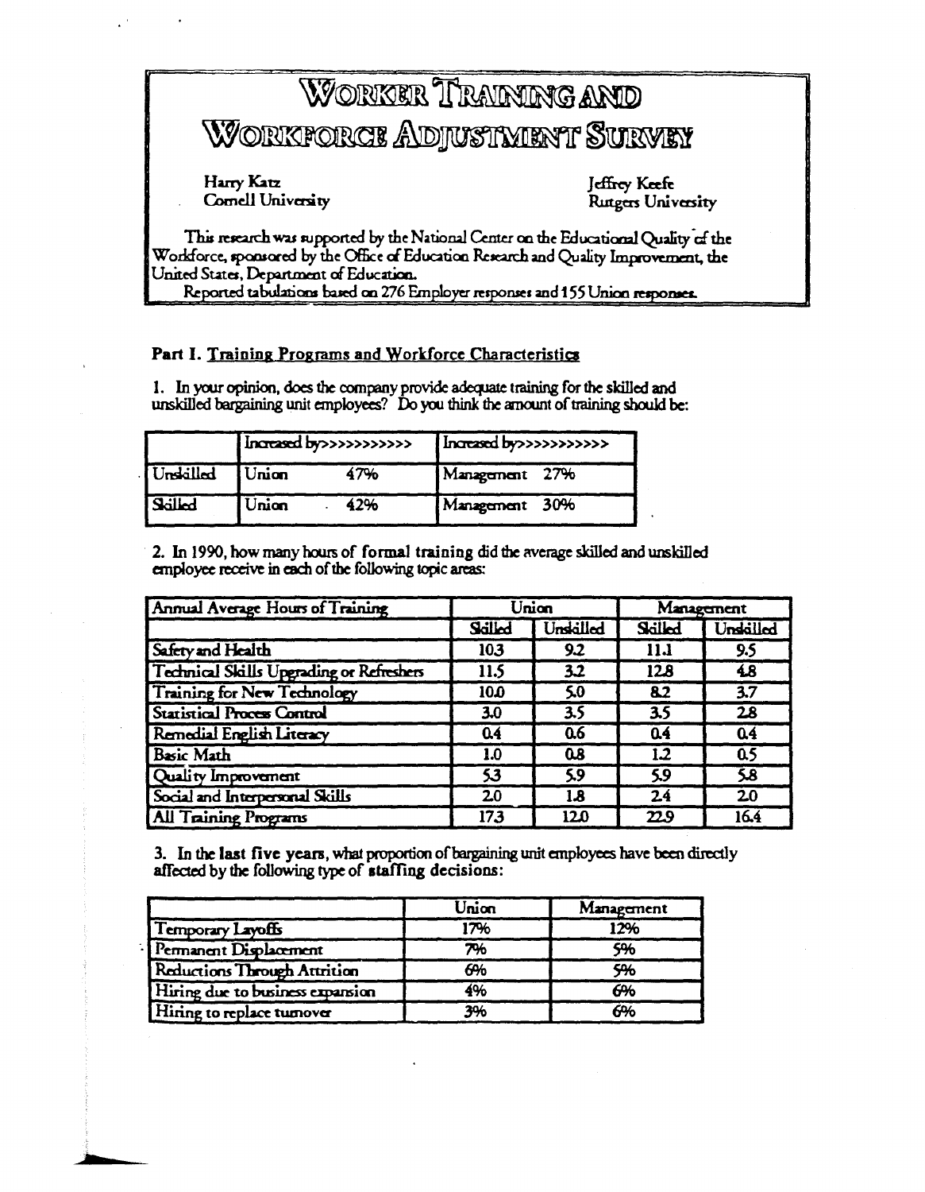# Worker Training and Workforce Adjustment Survey

Harry Katz
Cornell University

Jeffrey Keefe
Rutgers University

This research was supported by the National Center on the Educational Quality of the Workforce, sponsored by the Office of Education Research and Quality Improvement, the United States, Department of Education.

Reported tabulations based on 276 Employer responses and 155 Union responses.

## Part I. Training Programs and Workforce Characteristics

1. In your opinion, does the company provide adequate training for the skilled and unskilled bargaining unit employees? Do you think the amount of training should be:

| | Increased by>>>>>>>>>>> | Increased by>>>>>>>>>>> |
|---|---|---|
| Unskilled | Union 47% | Management 27% |
| Skilled | Union 42% | Management 30% |

2. In 1990, how many hours of **formal training** did the average skilled and unskilled employee receive in each of the following topic areas:

| Annual Average Hours of Training | Union | | Management | |
|---|---|---|---|---|
| | Skilled | Unskilled | Skilled | Unskilled |
| Safety and Health | 10.3 | 9.2 | 11.1 | 9.5 |
| Technical Skills Upgrading or Refreshers | 11.5 | 3.2 | 12.8 | 4.8 |
| Training for New Technology | 10.0 | 5.0 | 8.2 | 3.7 |
| Statistical Process Control | 3.0 | 3.5 | 3.5 | 2.8 |
| Remedial English Literacy | 0.4 | 0.6 | 0.4 | 0.4 |
| Basic Math | 1.0 | 0.8 | 1.2 | 0.5 |
| Quality Improvement | 5.3 | 5.9 | 5.9 | 5.8 |
| Social and Interpersonal Skills | 2.0 | 1.8 | 2.4 | 2.0 |
| All Training Programs | 17.3 | 12.0 | 22.9 | 16.4 |

3. In the **last five years**, what proportion of bargaining unit employees have been directly affected by the following type of **staffing decisions**:

| | Union | Management |
|---|---|---|
| Temporary Layoffs | 17% | 12% |
| Permanent Displacement | 7% | 5% |
| Reductions Through Attrition | 6% | 5% |
| Hiring due to business expansion | 4% | 6% |
| Hiring to replace turnover | 3% | 6% |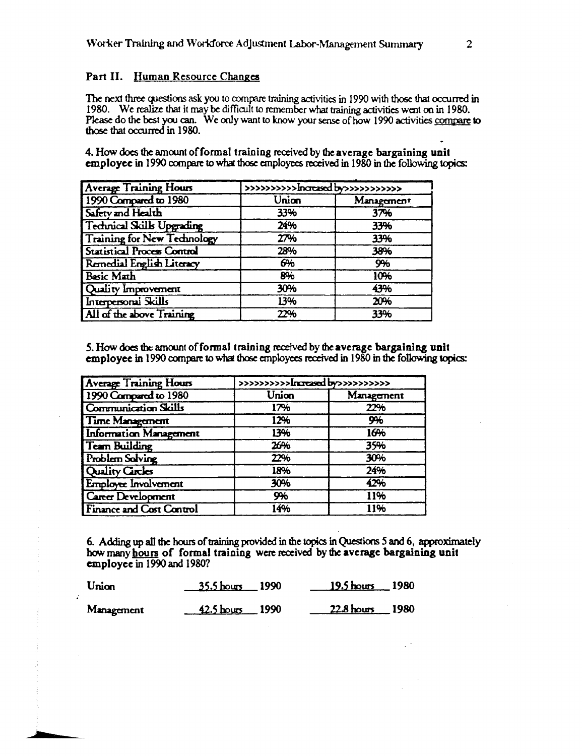## Part II. Human Resource Changes

The next three questions ask you to compare training activities in 1990 with those that occurred in 1980. We realize that it may be difficult to remember what training activities went on in 1980. Please do the best you can. We only want to know your sense of how 1990 activities compare to those that occurred in 1980.

4. How does the amount of **formal training** received by the **average bargaining unit employee** in 1990 compare to what those employees received in 1980 in the following topics:

| Average Training Hours | >>>>>>>>>>Increased by>>>>>>>>>>> | |
|---|---|---|
| 1990 Compared to 1980 | Union | Management |
| Safety and Health | 33% | 37% |
| Technical Skills Upgrading | 24% | 33% |
| Training for New Technology | 27% | 33% |
| Statistical Process Control | 28% | 38% |
| Remedial English Literacy | 6% | 9% |
| Basic Math | 8% | 10% |
| Quality Improvement | 30% | 43% |
| Interpersonal Skills | 13% | 20% |
| All of the above Training | 22% | 33% |

5. How does the amount of **formal training** received by the **average bargaining unit employee** in 1990 compare to what those employees received in 1980 in the following topics:

| Average Training Hours | >>>>>>>>>>Increased by>>>>>>>>>> | |
|---|---|---|
| 1990 Compared to 1980 | Union | Management |
| Communication Skills | 17% | 22% |
| Time Management | 12% | 9% |
| Information Management | 13% | 16% |
| Team Building | 26% | 35% |
| Problem Solving | 22% | 30% |
| Quality Circles | 18% | 24% |
| Employee Involvement | 30% | 42% |
| Career Development | 9% | 11% |
| Finance and Cost Control | 14% | 11% |

6. Adding up all the hours of training provided in the topics in Questions 5 and 6, approximately how many <u>hours</u> of **formal training** were received by the **average bargaining unit employee** in 1990 and 1980?

| | | | | |
|---|---|---|---|---|
| Union | 35.5 hours | 1990 | 19.5 hours | 1980 |
| Management | 42.5 hours | 1990 | 22.8 hours | 1980 |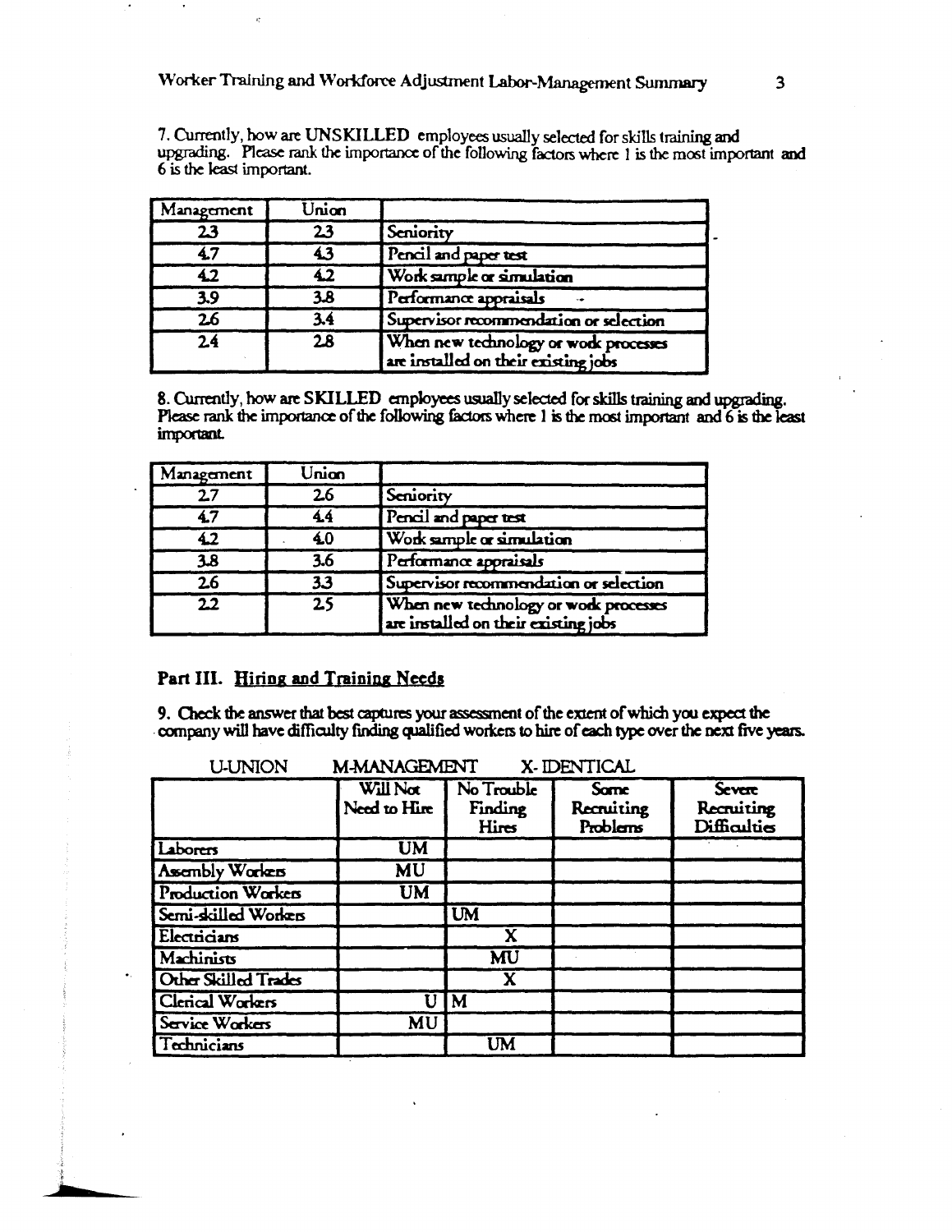7. Currently, how are UNSKILLED employees usually selected for skills training and upgrading. Please rank the importance of the following factors where 1 is the most important and 6 is the least important.

| Management | Union | |
|---|---|---|
| 2.3 | 2.3 | Seniority |
| 4.7 | 4.3 | Pencil and paper test |
| 4.2 | 4.2 | Work sample or simulation |
| 3.9 | 3.8 | Performance appraisals |
| 2.6 | 3.4 | Supervisor recommendation or selection |
| 2.4 | 2.8 | When new technology or work processes are installed on their existing jobs |

8. Currently, how are SKILLED employees usually selected for skills training and upgrading. Please rank the importance of the following factors where 1 is the most important and 6 is the least important.

| Management | Union | |
|---|---|---|
| 2.7 | 2.6 | Seniority |
| 4.7 | 4.4 | Pencil and paper test |
| 4.2 | 4.0 | Work sample or simulation |
| 3.8 | 3.6 | Performance appraisals |
| 2.6 | 3.3 | Supervisor recommendation or selection |
| 2.2 | 2.5 | When new technology or work processes are installed on their existing jobs |

## Part III. Hiring and Training Needs

9. Check the answer that best captures your assessment of the extent of which you expect the company will have difficulty finding qualified workers to hire of each type over the next five years.

U-UNION M-MANAGEMENT X- IDENTICAL

| | Will Not Need to Hire | No Trouble Finding Hires | Some Recruiting Problems | Severe Recruiting Difficulties |
|---|---|---|---|---|
| Laborers | UM | | | |
| Assembly Workers | MU | | | |
| Production Workers | UM | | | |
| Semi-skilled Workers | | UM | | |
| Electricians | | X | | |
| Machinists | | MU | | |
| Other Skilled Trades | | X | | |
| Clerical Workers | U | M | | |
| Service Workers | MU | | | |
| Technicians | | UM | | |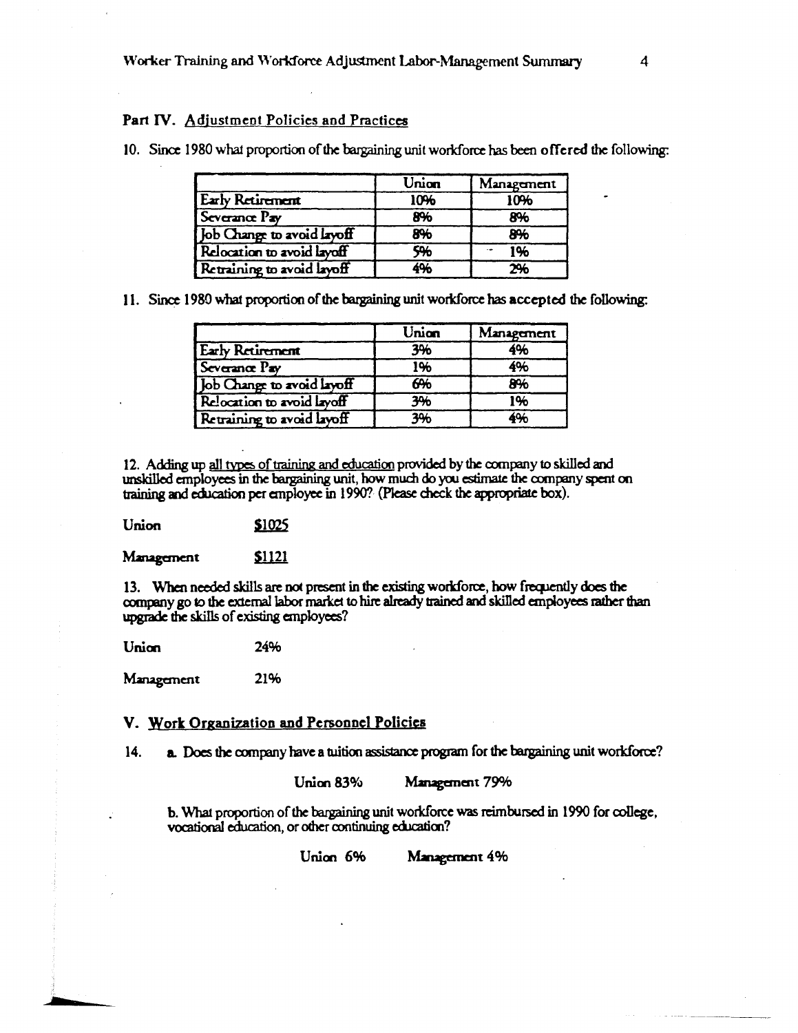## Part IV. Adjustment Policies and Practices

10. Since 1980 what proportion of the bargaining unit workforce has been **offered** the following:

| | Union | Management |
|---|---|---|
| Early Retirement | 10% | 10% |
| Severance Pay | 8% | 8% |
| Job Change to avoid layoff | 8% | 8% |
| Relocation to avoid layoff | 5% | 1% |
| Retraining to avoid layoff | 4% | 2% |

11. Since 1980 what proportion of the bargaining unit workforce has **accepted** the following:

| | Union | Management |
|---|---|---|
| Early Retirement | 3% | 4% |
| Severance Pay | 1% | 4% |
| Job Change to avoid layoff | 6% | 8% |
| Relocation to avoid layoff | 3% | 1% |
| Retraining to avoid layoff | 3% | 4% |

12. Adding up all types of training and education provided by the company to skilled and unskilled employees in the bargaining unit, how much do you estimate the company spent on training and education per employee in 1990? (Please check the appropriate box).

**Union** $1025

**Management** $1121

13. When needed skills are not present in the existing workforce, how frequently does the company go to the external labor market to hire already trained and skilled employees rather than upgrade the skills of existing employees?

**Union** 24%

**Management** 21%

## V. Work Organization and Personnel Policies

14. a. Does the company have a tuition assistance program for the bargaining unit workforce?

Union 83% Management 79%

b. What proportion of the bargaining unit workforce was reimbursed in 1990 for college, vocational education, or other continuing education?

Union 6% Management 4%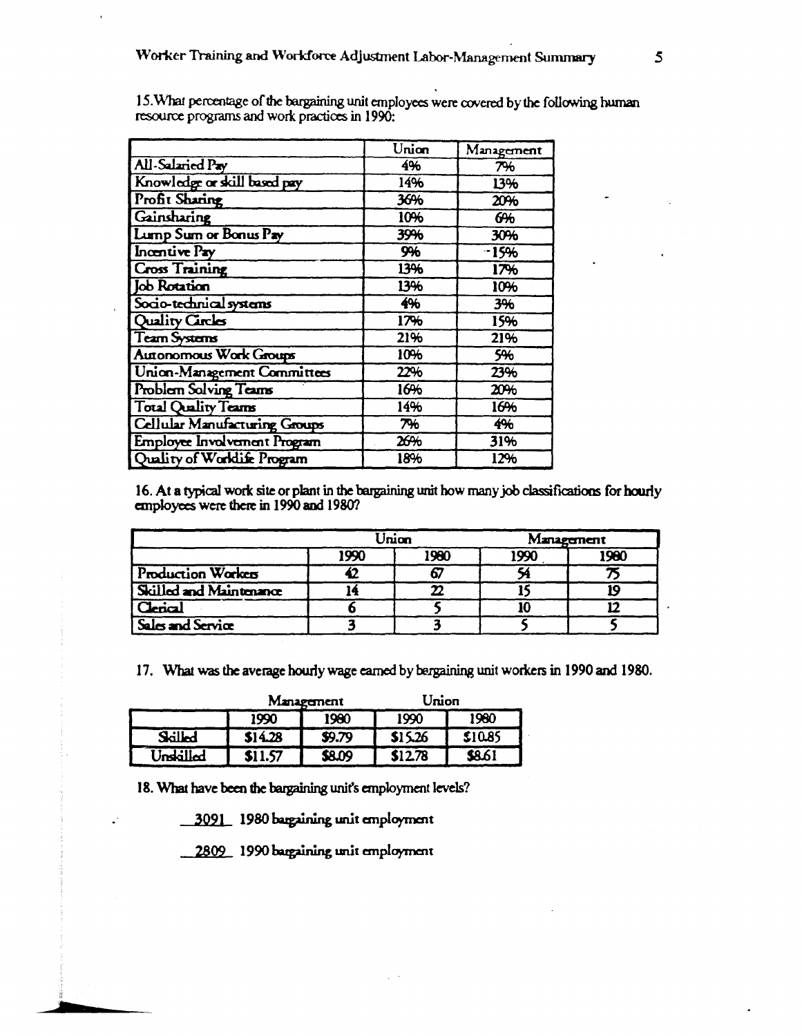15. What percentage of the bargaining unit employees were covered by the following human resource programs and work practices in 1990:

| | Union | Management |
|---|---|---|
| All-Salaried Pay | 4% | 7% |
| Knowledge or skill based pay | 14% | 13% |
| Profit Sharing | 36% | 20% |
| Gainsharing | 10% | 6% |
| Lump Sum or Bonus Pay | 39% | 30% |
| Incentive Pay | 9% | -15% |
| Cross Training | 13% | 17% |
| Job Rotation | 13% | 10% |
| Socio-technical systems | 4% | 3% |
| Quality Circles | 17% | 15% |
| Team Systems | 21% | 21% |
| Autonomous Work Groups | 10% | 5% |
| Union-Management Committees | 22% | 23% |
| Problem Solving Teams | 16% | 20% |
| Total Quality Teams | 14% | 16% |
| Cellular Manufacturing Groups | 7% | 4% |
| Employee Involvement Program | 26% | 31% |
| Quality of Worklife Program | 18% | 12% |

16. At a typical work site or plant in the bargaining unit how many job classifications for hourly employees were there in 1990 and 1980?

| | Union | | Management | |
|---|---|---|---|---|
| | 1990 | 1980 | 1990 | 1980 |
| Production Workers | 42 | 67 | 54 | 75 |
| Skilled and Maintenance | 14 | 22 | 15 | 19 |
| Clerical | 6 | 5 | 10 | 12 |
| Sales and Service | 3 | 3 | 5 | 5 |

17. What was the average hourly wage earned by bargaining unit workers in 1990 and 1980.

| | Management | | Union | |
|---|---|---|---|---|
| | 1990 | 1980 | 1990 | 1980 |
| Skilled | $14.28 | $9.79 | $15.26 | $10.85 |
| Unskilled | $11.57 | $8.09 | $12.78 | $8.61 |

18. What have been the bargaining unit's employment levels?

3091 1980 bargaining unit employment

2809 1990 bargaining unit employment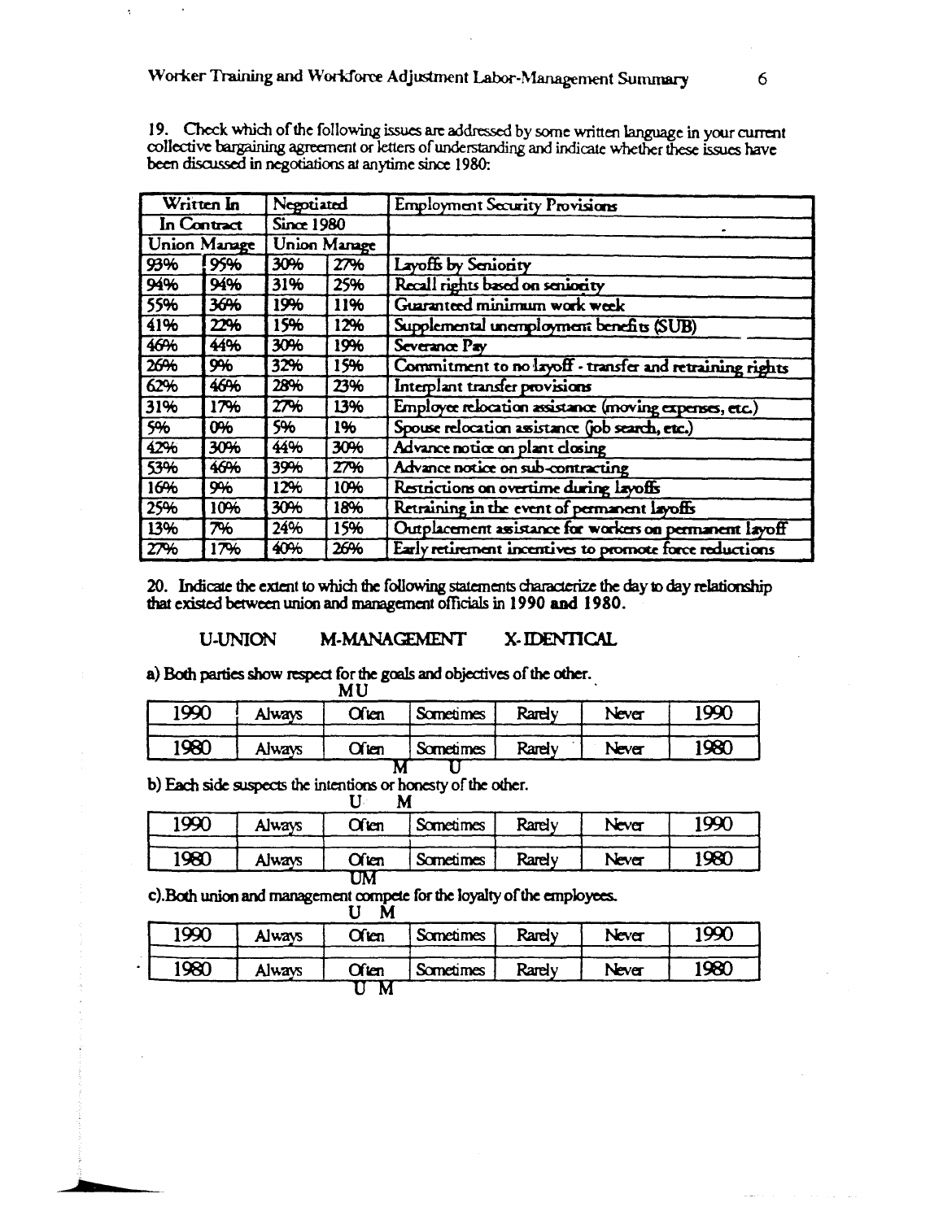19. Check which of the following issues are addressed by some written language in your current collective bargaining agreement or letters of understanding and indicate whether these issues have been discussed in negotiations at anytime since 1980:

| Written In In Contract | | Negotiated Since 1980 | | Employment Security Provisions |
|---|---|---|---|---|
| Union | Manage | Union | Manage | |
| 93% | 95% | 30% | 27% | Layoffs by Seniority |
| 94% | 94% | 31% | 25% | Recall rights based on seniority |
| 55% | 36% | 19% | 11% | Guaranteed minimum work week |
| 41% | 22% | 15% | 12% | Supplemental unemployment benefits (SUB) |
| 46% | 44% | 30% | 19% | Severance Pay |
| 26% | 9% | 32% | 15% | Commitment to no layoff - transfer and retraining rights |
| 62% | 46% | 28% | 23% | Interplant transfer provisions |
| 31% | 17% | 27% | 13% | Employee relocation assistance (moving expenses, etc.) |
| 5% | 0% | 5% | 1% | Spouse relocation assistance (job search, etc.) |
| 42% | 30% | 44% | 30% | Advance notice on plant closing |
| 53% | 46% | 39% | 27% | Advance notice on sub-contracting |
| 16% | 9% | 12% | 10% | Restrictions on overtime during layoffs |
| 25% | 10% | 30% | 18% | Retraining in the event of permanent layoffs |
| 13% | 7% | 24% | 15% | Outplacement assistance for workers on permanent layoff |
| 27% | 17% | 40% | 26% | Early retirement incentives to promote force reductions |

20. Indicate the extent to which the following statements characterize the day to day relationship that existed between union and management officials in **1990 and 1980**.

U-UNION M-MANAGEMENT X-IDENTICAL

a) Both parties show respect for the goals and objectives of the other.

| | Always | Often | Sometimes | Rarely | Never | |
|---|---|---|---|---|---|---|
| 1990 | | MU | | | | 1990 |
| 1980 | | M | U | | | 1980 |

b) Each side suspects the intentions or honesty of the other.

| | Always | Often | Sometimes | Rarely | Never | |
|---|---|---|---|---|---|---|
| 1990 | | U | M | | | 1990 |
| 1980 | | UM | | | | 1980 |

c). Both union and management compete for the loyalty of the employees.

| | Always | Often | Sometimes | Rarely | Never | |
|---|---|---|---|---|---|---|
| 1990 | | U M | | | | 1990 |
| 1980 | | U M | | | | 1980 |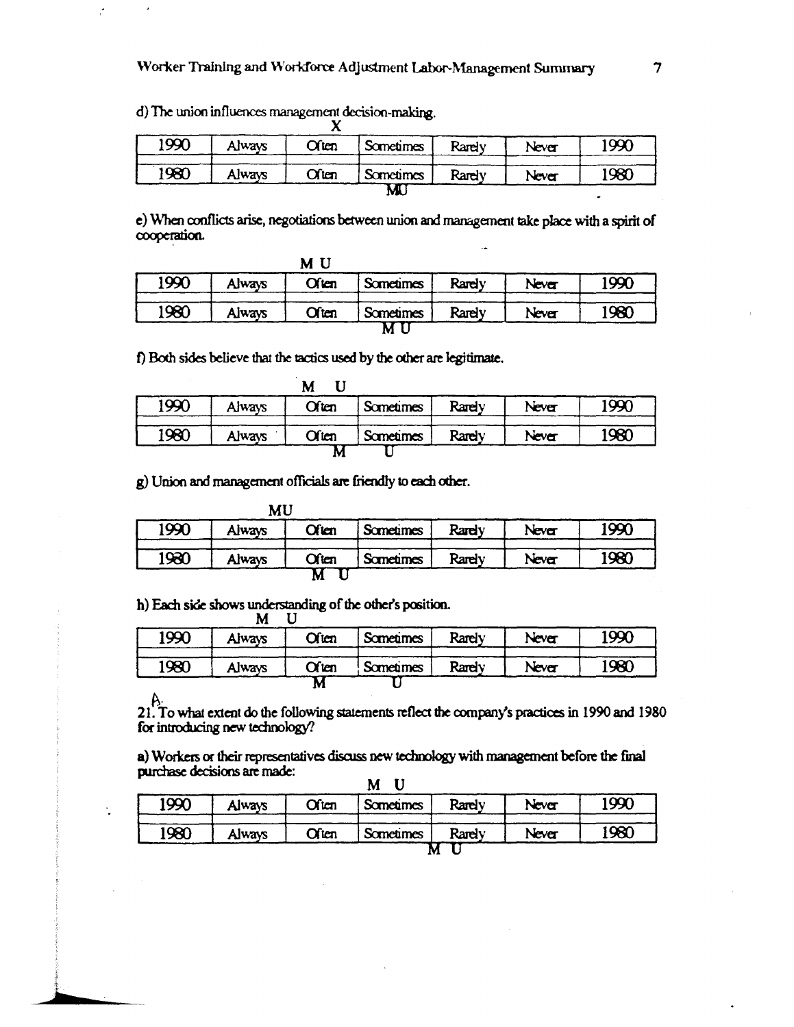d) The union influences management decision-making.

| | | X | | | | |
|---|---|---|---|---|---|---|
| 1990 | Always | Often | Sometimes | Rarely | Never | 1990 |
| 1980 | Always | Often | Sometimes | Rarely | Never | 1980 |
| | | | MU | | | |

e) When conflicts arise, negotiations between union and management take place with a spirit of cooperation.

| | | M U | | | | |
|---|---|---|---|---|---|---|
| 1990 | Always | Often | Sometimes | Rarely | Never | 1990 |
| 1980 | Always | Often | Sometimes | Rarely | Never | 1980 |
| | | | M U | | | |

f) Both sides believe that the tactics used by the other are legitimate.

| | | M U | | | | |
|---|---|---|---|---|---|---|
| 1990 | Always | Often | Sometimes | Rarely | Never | 1990 |
| 1980 | Always | Often | Sometimes | Rarely | Never | 1980 |
| | | M | U | | | |

g) Union and management officials are friendly to each other.

| | MU | | | | | |
|---|---|---|---|---|---|---|
| 1990 | Always | Often | Sometimes | Rarely | Never | 1990 |
| 1980 | Always | Often | Sometimes | Rarely | Never | 1980 |
| | | M U | | | | |

h) Each side shows understanding of the other's position.

| | M U | | | | | |
|---|---|---|---|---|---|---|
| 1990 | Always | Often | Sometimes | Rarely | Never | 1990 |
| 1980 | Always | Often | Sometimes | Rarely | Never | 1980 |
| | | M | U | | | |

A.
21. To what extent do the following statements reflect the company's practices in 1990 and 1980 for introducing new technology?

a) Workers or their representatives discuss new technology with management before the final purchase decisions are made:

| | | | M U | | | |
|---|---|---|---|---|---|---|
| 1990 | Always | Often | Sometimes | Rarely | Never | 1990 |
| 1980 | Always | Often | Sometimes | Rarely | Never | 1980 |
| | | | | M U | | |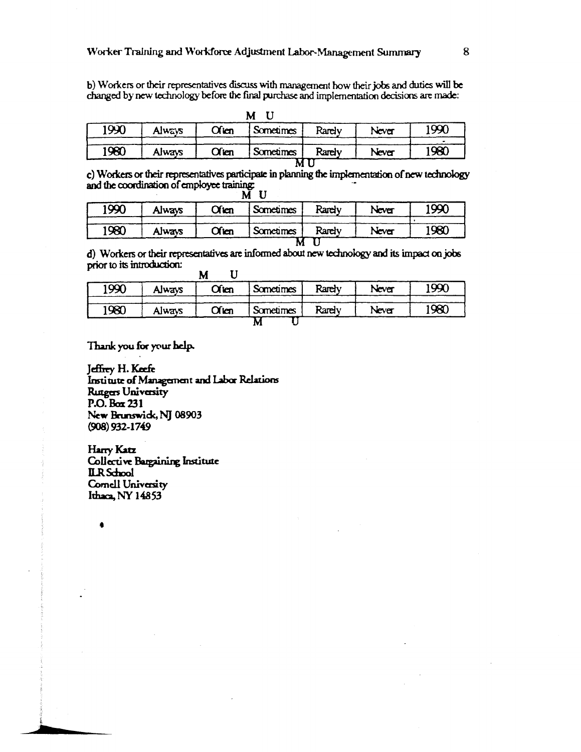b) Workers or their representatives discuss with management how their jobs and duties will be changed by new technology before the final purchase and implementation decisions are made:

| | | M U | | | | |
|---|---|---|---|---|---|---|
| 1990 | Always | Often | Sometimes | Rarely | Never | 1990 |
| 1980 | Always | Often | Sometimes | Rarely | Never | 1980 |
| | | | M U | | | |

c) Workers or their representatives participate in planning the implementation of new technology and the coordination of employee training:

| | | M U | | | | |
|---|---|---|---|---|---|---|
| 1990 | Always | Often | Sometimes | Rarely | Never | 1990 |
| 1980 | Always | Often | Sometimes | Rarely | Never | 1980 |
| | | | M U | | | |

d) Workers or their representatives are informed about new technology and its impact on jobs prior to its introduction:

| | M | U | | | | |
|---|---|---|---|---|---|---|
| 1990 | Always | Often | Sometimes | Rarely | Never | 1990 |
| 1980 | Always | Often | Sometimes | Rarely | Never | 1980 |
| | | | M U | | | |

Thank you for your help.

**Jeffrey H. Keefe**
**Institute of Management and Labor Relations**
**Rutgers University**
**P.O. Box 231**
**New Brunswick, NJ 08903**
**(908) 932-1749**

**Harry Katz**
**Collective Bargaining Institute**
**ILR School**
**Cornell University**
**Ithaca, NY 14853**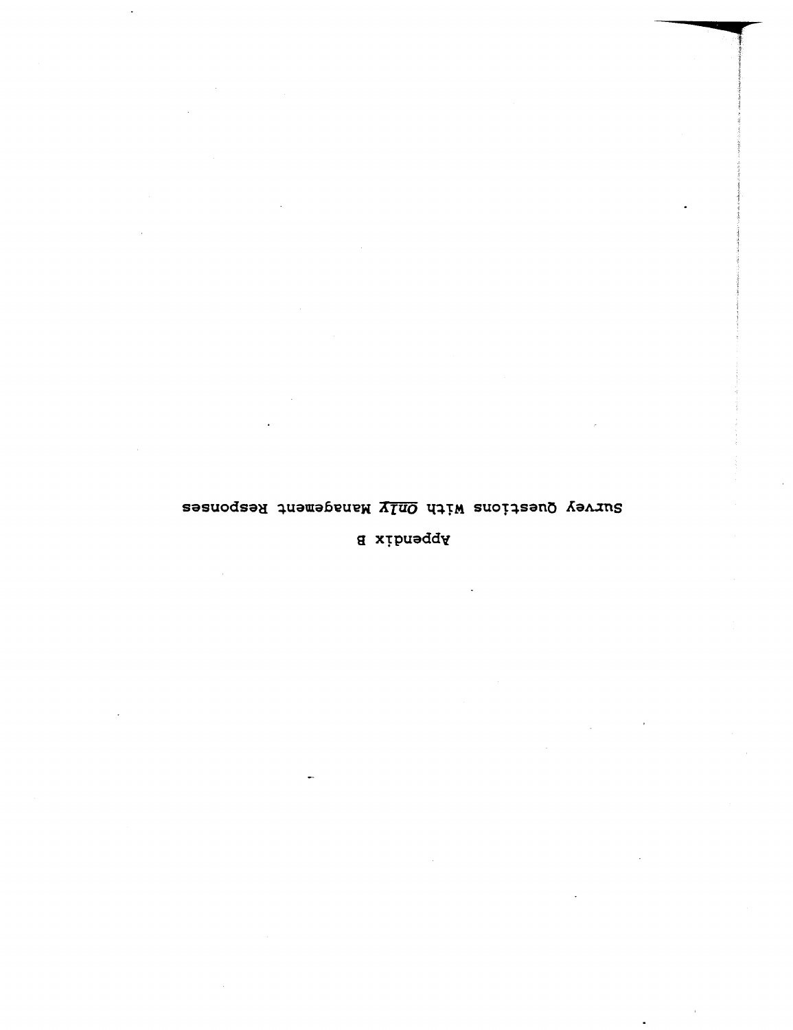# Appendix B

## Survey Questions With *Only* Management Responses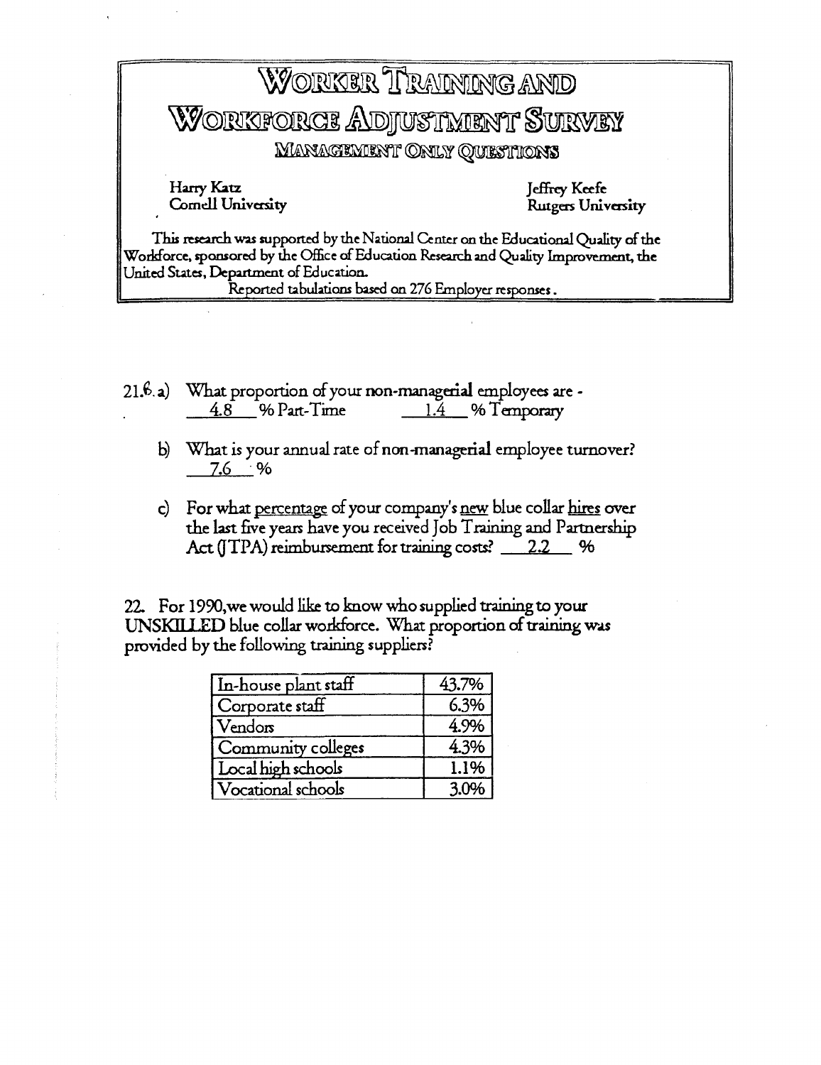# WORKER TRAINING AND WORKFORCE ADJUSTMENT SURVEY

## MANAGEMENT ONLY QUESTIONS

Harry Katz
Cornell University

Jeffrey Keefe
Rutgers University

This research was supported by the National Center on the Educational Quality of the Workforce, sponsored by the Office of Education Research and Quality Improvement, the United States, Department of Education.

Reported tabulations based on 276 Employer responses.

21.6. a) What proportion of your non-managerial employees are -
4.8 % Part-Time    1.4 % Temporary

b) What is your annual rate of non-managerial employee turnover?
7.6 %

c) For what percentage of your company's new blue collar hires over the last five years have you received Job Training and Partnership Act (JTPA) reimbursement for training costs? 2.2 %

22. For 1990, we would like to know who supplied training to your UNSKILLED blue collar workforce. What proportion of training was provided by the following training suppliers?

| | |
|---|---|
| In-house plant staff | 43.7% |
| Corporate staff | 6.3% |
| Vendors | 4.9% |
| Community colleges | 4.3% |
| Local high schools | 1.1% |
| Vocational schools | 3.0% |